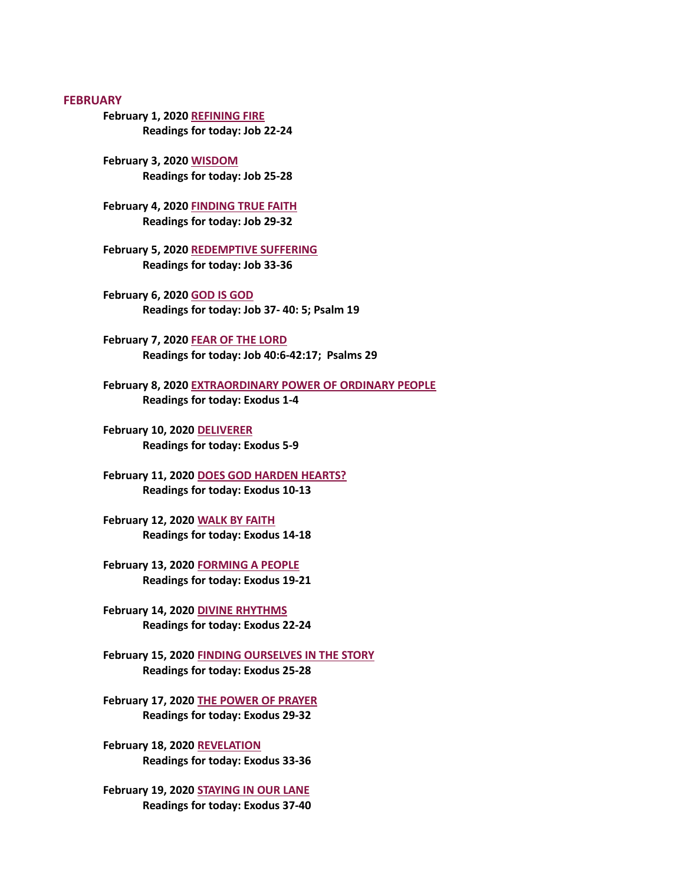## FEBRUARY

**February 1, 2020 REFINING FIRE**
**Readings for today: Job 22-24**

**February 3, 2020 WISDOM**
**Readings for today: Job 25-28**

**February 4, 2020 FINDING TRUE FAITH**
**Readings for today: Job 29-32**

**February 5, 2020 REDEMPTIVE SUFFERING**
**Readings for today: Job 33-36**

**February 6, 2020 GOD IS GOD**
**Readings for today: Job 37- 40: 5; Psalm 19**

**February 7, 2020 FEAR OF THE LORD**
**Readings for today: Job 40:6-42:17; Psalms 29**

**February 8, 2020 EXTRAORDINARY POWER OF ORDINARY PEOPLE**
**Readings for today: Exodus 1-4**

**February 10, 2020 DELIVERER**
**Readings for today: Exodus 5-9**

**February 11, 2020 DOES GOD HARDEN HEARTS?**
**Readings for today: Exodus 10-13**

**February 12, 2020 WALK BY FAITH**
**Readings for today: Exodus 14-18**

**February 13, 2020 FORMING A PEOPLE**
**Readings for today: Exodus 19-21**

**February 14, 2020 DIVINE RHYTHMS**
**Readings for today: Exodus 22-24**

**February 15, 2020 FINDING OURSELVES IN THE STORY**
**Readings for today: Exodus 25-28**

**February 17, 2020 THE POWER OF PRAYER**
**Readings for today: Exodus 29-32**

**February 18, 2020 REVELATION**
**Readings for today: Exodus 33-36**

**February 19, 2020 STAYING IN OUR LANE**
**Readings for today: Exodus 37-40**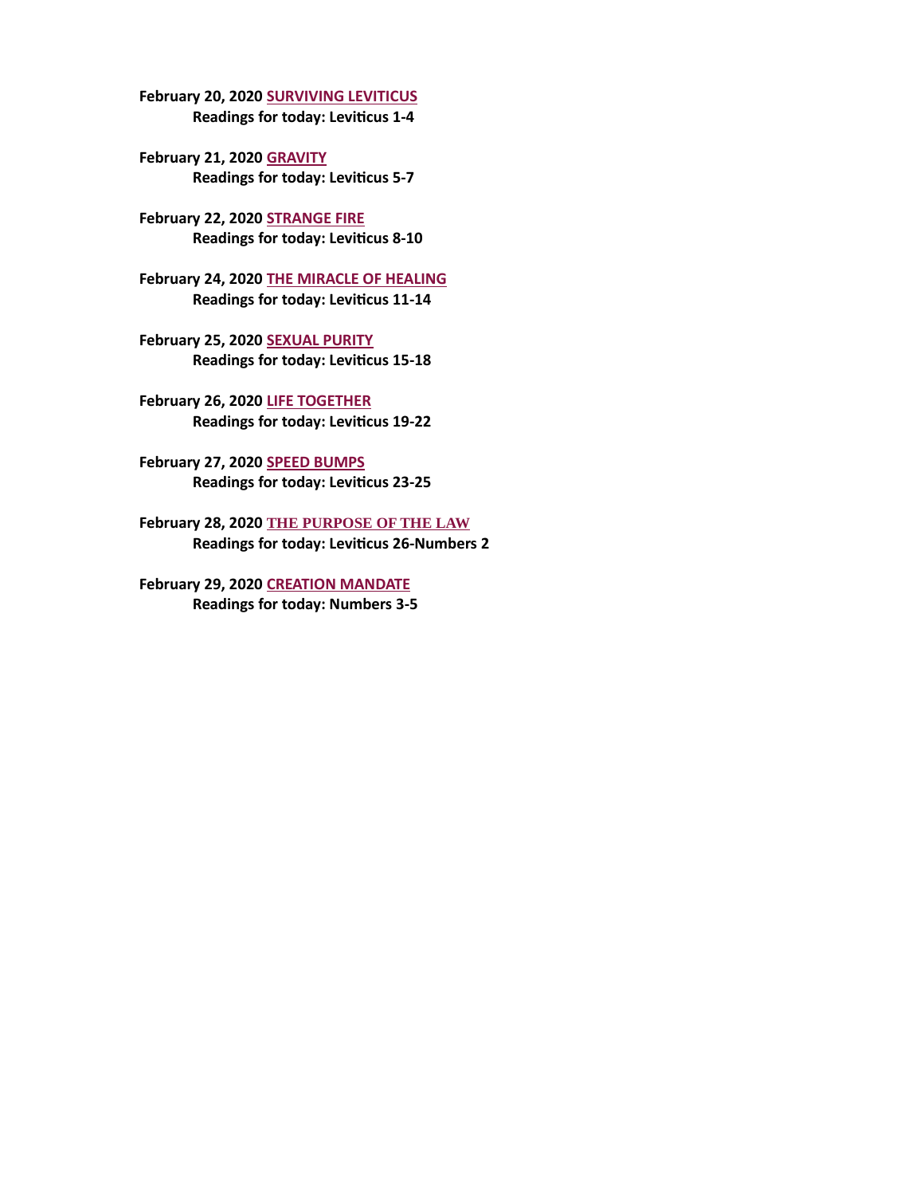**February 20, 2020 SURVIVING LEVITICUS**
**Readings for today: Leviticus 1-4**

**February 21, 2020 GRAVITY**
**Readings for today: Leviticus 5-7**

**February 22, 2020 STRANGE FIRE**
**Readings for today: Leviticus 8-10**

**February 24, 2020 THE MIRACLE OF HEALING**
**Readings for today: Leviticus 11-14**

**February 25, 2020 SEXUAL PURITY**
**Readings for today: Leviticus 15-18**

**February 26, 2020 LIFE TOGETHER**
**Readings for today: Leviticus 19-22**

**February 27, 2020 SPEED BUMPS**
**Readings for today: Leviticus 23-25**

**February 28, 2020 THE PURPOSE OF THE LAW**
**Readings for today: Leviticus 26-Numbers 2**

**February 29, 2020 CREATION MANDATE**
**Readings for today: Numbers 3-5**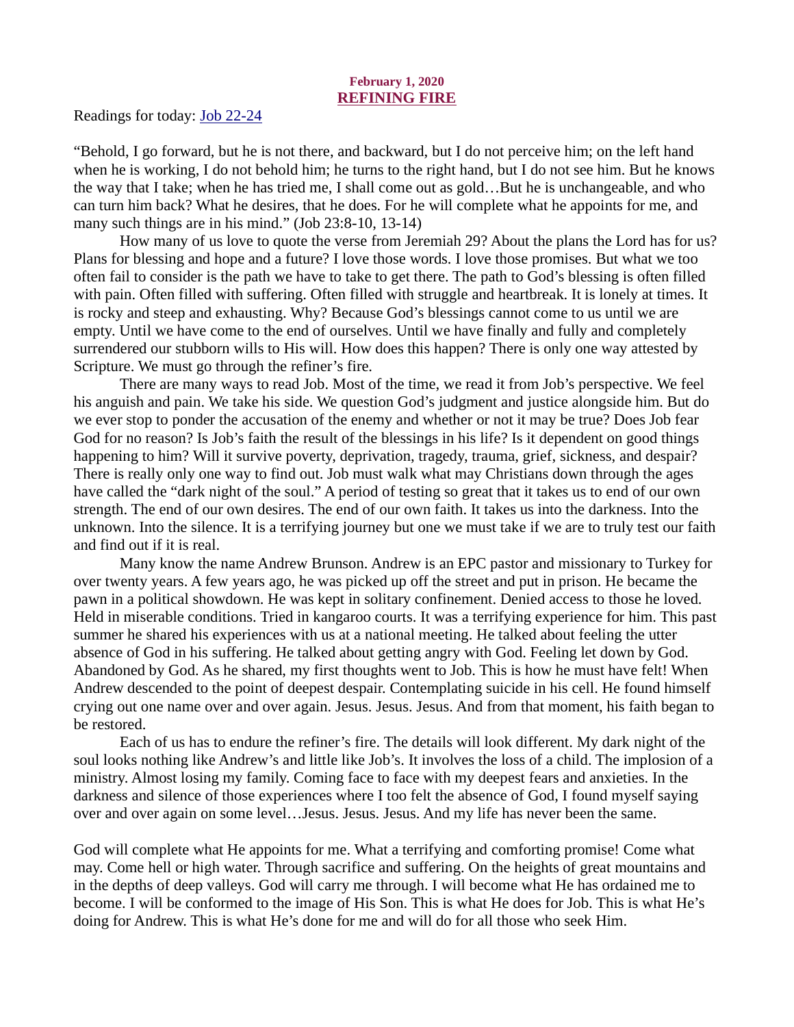**February 1, 2020**

## REFINING FIRE

Readings for today: [Job 22-24]

"Behold, I go forward, but he is not there, and backward, but I do not perceive him; on the left hand when he is working, I do not behold him; he turns to the right hand, but I do not see him. But he knows the way that I take; when he has tried me, I shall come out as gold…But he is unchangeable, and who can turn him back? What he desires, that he does. For he will complete what he appoints for me, and many such things are in his mind." (Job 23:8-10, 13-14)

How many of us love to quote the verse from Jeremiah 29? About the plans the Lord has for us? Plans for blessing and hope and a future? I love those words. I love those promises. But what we too often fail to consider is the path we have to take to get there. The path to God's blessing is often filled with pain. Often filled with suffering. Often filled with struggle and heartbreak. It is lonely at times. It is rocky and steep and exhausting. Why? Because God's blessings cannot come to us until we are empty. Until we have come to the end of ourselves. Until we have finally and fully and completely surrendered our stubborn wills to His will. How does this happen? There is only one way attested by Scripture. We must go through the refiner's fire.

There are many ways to read Job. Most of the time, we read it from Job's perspective. We feel his anguish and pain. We take his side. We question God's judgment and justice alongside him. But do we ever stop to ponder the accusation of the enemy and whether or not it may be true? Does Job fear God for no reason? Is Job's faith the result of the blessings in his life? Is it dependent on good things happening to him? Will it survive poverty, deprivation, tragedy, trauma, grief, sickness, and despair? There is really only one way to find out. Job must walk what may Christians down through the ages have called the "dark night of the soul." A period of testing so great that it takes us to end of our own strength. The end of our own desires. The end of our own faith. It takes us into the darkness. Into the unknown. Into the silence. It is a terrifying journey but one we must take if we are to truly test our faith and find out if it is real.

Many know the name Andrew Brunson. Andrew is an EPC pastor and missionary to Turkey for over twenty years. A few years ago, he was picked up off the street and put in prison. He became the pawn in a political showdown. He was kept in solitary confinement. Denied access to those he loved. Held in miserable conditions. Tried in kangaroo courts. It was a terrifying experience for him. This past summer he shared his experiences with us at a national meeting. He talked about feeling the utter absence of God in his suffering. He talked about getting angry with God. Feeling let down by God. Abandoned by God. As he shared, my first thoughts went to Job. This is how he must have felt! When Andrew descended to the point of deepest despair. Contemplating suicide in his cell. He found himself crying out one name over and over again. Jesus. Jesus. Jesus. And from that moment, his faith began to be restored.

Each of us has to endure the refiner's fire. The details will look different. My dark night of the soul looks nothing like Andrew's and little like Job's. It involves the loss of a child. The implosion of a ministry. Almost losing my family. Coming face to face with my deepest fears and anxieties. In the darkness and silence of those experiences where I too felt the absence of God, I found myself saying over and over again on some level…Jesus. Jesus. Jesus. And my life has never been the same.

God will complete what He appoints for me. What a terrifying and comforting promise! Come what may. Come hell or high water. Through sacrifice and suffering. On the heights of great mountains and in the depths of deep valleys. God will carry me through. I will become what He has ordained me to become. I will be conformed to the image of His Son. This is what He does for Job. This is what He's doing for Andrew. This is what He's done for me and will do for all those who seek Him.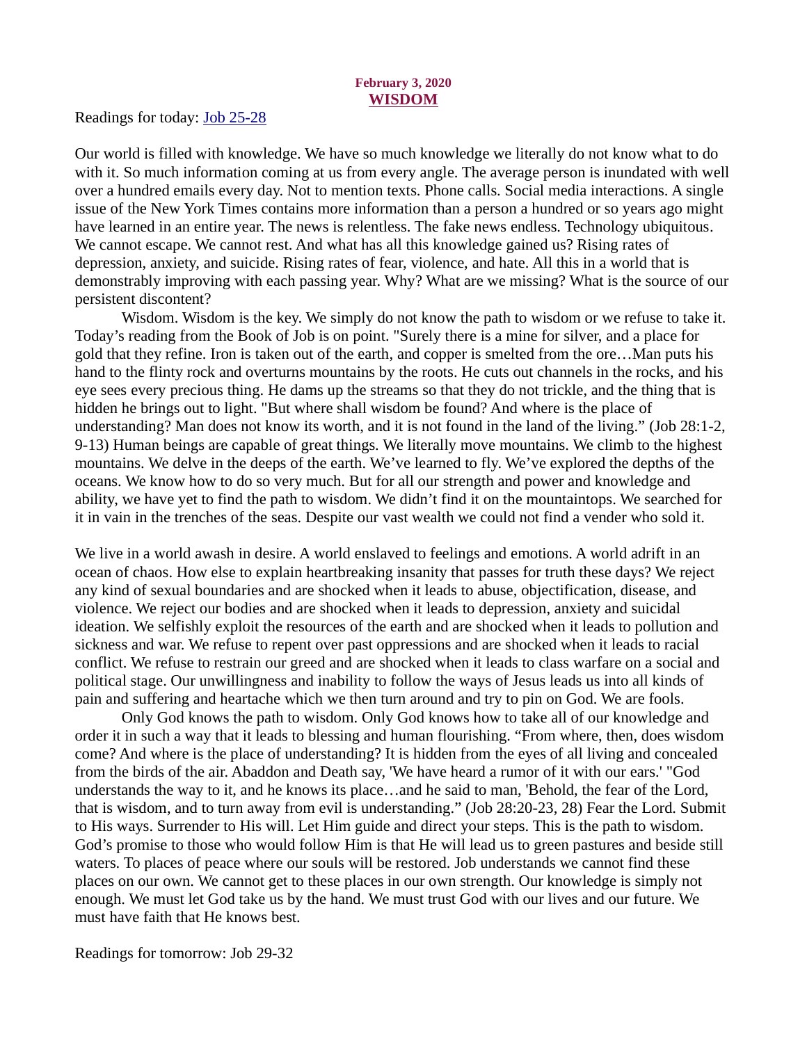**February 3, 2020**
## WISDOM

Readings for today: [Job 25-28]

Our world is filled with knowledge. We have so much knowledge we literally do not know what to do with it. So much information coming at us from every angle. The average person is inundated with well over a hundred emails every day. Not to mention texts. Phone calls. Social media interactions. A single issue of the New York Times contains more information than a person a hundred or so years ago might have learned in an entire year. The news is relentless. The fake news endless. Technology ubiquitous. We cannot escape. We cannot rest. And what has all this knowledge gained us? Rising rates of depression, anxiety, and suicide. Rising rates of fear, violence, and hate. All this in a world that is demonstrably improving with each passing year. Why? What are we missing? What is the source of our persistent discontent?

Wisdom. Wisdom is the key. We simply do not know the path to wisdom or we refuse to take it. Today's reading from the Book of Job is on point. "Surely there is a mine for silver, and a place for gold that they refine. Iron is taken out of the earth, and copper is smelted from the ore…Man puts his hand to the flinty rock and overturns mountains by the roots. He cuts out channels in the rocks, and his eye sees every precious thing. He dams up the streams so that they do not trickle, and the thing that is hidden he brings out to light. "But where shall wisdom be found? And where is the place of understanding? Man does not know its worth, and it is not found in the land of the living." (Job 28:1-2, 9-13) Human beings are capable of great things. We literally move mountains. We climb to the highest mountains. We delve in the deeps of the earth. We've learned to fly. We've explored the depths of the oceans. We know how to do so very much. But for all our strength and power and knowledge and ability, we have yet to find the path to wisdom. We didn't find it on the mountaintops. We searched for it in vain in the trenches of the seas. Despite our vast wealth we could not find a vender who sold it.

We live in a world awash in desire. A world enslaved to feelings and emotions. A world adrift in an ocean of chaos. How else to explain heartbreaking insanity that passes for truth these days? We reject any kind of sexual boundaries and are shocked when it leads to abuse, objectification, disease, and violence. We reject our bodies and are shocked when it leads to depression, anxiety and suicidal ideation. We selfishly exploit the resources of the earth and are shocked when it leads to pollution and sickness and war. We refuse to repent over past oppressions and are shocked when it leads to racial conflict. We refuse to restrain our greed and are shocked when it leads to class warfare on a social and political stage. Our unwillingness and inability to follow the ways of Jesus leads us into all kinds of pain and suffering and heartache which we then turn around and try to pin on God. We are fools.

Only God knows the path to wisdom. Only God knows how to take all of our knowledge and order it in such a way that it leads to blessing and human flourishing. "From where, then, does wisdom come? And where is the place of understanding? It is hidden from the eyes of all living and concealed from the birds of the air. Abaddon and Death say, 'We have heard a rumor of it with our ears.' "God understands the way to it, and he knows its place…and he said to man, 'Behold, the fear of the Lord, that is wisdom, and to turn away from evil is understanding." (Job 28:20-23, 28) Fear the Lord. Submit to His ways. Surrender to His will. Let Him guide and direct your steps. This is the path to wisdom. God's promise to those who would follow Him is that He will lead us to green pastures and beside still waters. To places of peace where our souls will be restored. Job understands we cannot find these places on our own. We cannot get to these places in our own strength. Our knowledge is simply not enough. We must let God take us by the hand. We must trust God with our lives and our future. We must have faith that He knows best.

Readings for tomorrow: Job 29-32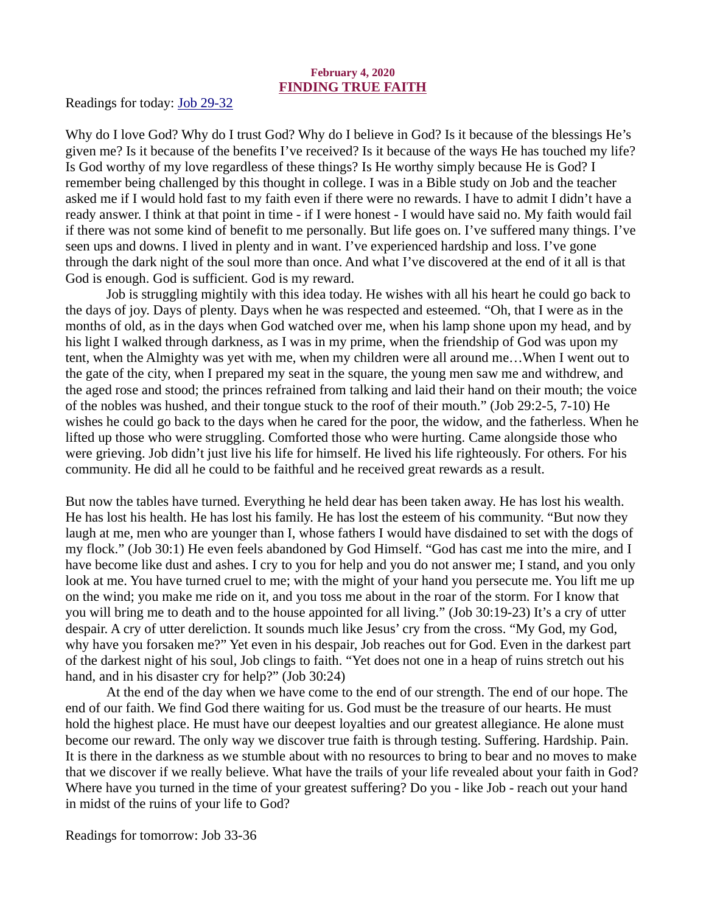**February 4, 2020**

## FINDING TRUE FAITH

Readings for today: [Job 29-32]

Why do I love God? Why do I trust God? Why do I believe in God? Is it because of the blessings He's given me? Is it because of the benefits I've received? Is it because of the ways He has touched my life? Is God worthy of my love regardless of these things? Is He worthy simply because He is God? I remember being challenged by this thought in college. I was in a Bible study on Job and the teacher asked me if I would hold fast to my faith even if there were no rewards. I have to admit I didn't have a ready answer. I think at that point in time - if I were honest - I would have said no. My faith would fail if there was not some kind of benefit to me personally. But life goes on. I've suffered many things. I've seen ups and downs. I lived in plenty and in want. I've experienced hardship and loss. I've gone through the dark night of the soul more than once. And what I've discovered at the end of it all is that God is enough. God is sufficient. God is my reward.

Job is struggling mightily with this idea today. He wishes with all his heart he could go back to the days of joy. Days of plenty. Days when he was respected and esteemed. "Oh, that I were as in the months of old, as in the days when God watched over me, when his lamp shone upon my head, and by his light I walked through darkness, as I was in my prime, when the friendship of God was upon my tent, when the Almighty was yet with me, when my children were all around me…When I went out to the gate of the city, when I prepared my seat in the square, the young men saw me and withdrew, and the aged rose and stood; the princes refrained from talking and laid their hand on their mouth; the voice of the nobles was hushed, and their tongue stuck to the roof of their mouth." (Job 29:2-5, 7-10) He wishes he could go back to the days when he cared for the poor, the widow, and the fatherless. When he lifted up those who were struggling. Comforted those who were hurting. Came alongside those who were grieving. Job didn't just live his life for himself. He lived his life righteously. For others. For his community. He did all he could to be faithful and he received great rewards as a result.

But now the tables have turned. Everything he held dear has been taken away. He has lost his wealth. He has lost his health. He has lost his family. He has lost the esteem of his community. "But now they laugh at me, men who are younger than I, whose fathers I would have disdained to set with the dogs of my flock." (Job 30:1) He even feels abandoned by God Himself. "God has cast me into the mire, and I have become like dust and ashes. I cry to you for help and you do not answer me; I stand, and you only look at me. You have turned cruel to me; with the might of your hand you persecute me. You lift me up on the wind; you make me ride on it, and you toss me about in the roar of the storm. For I know that you will bring me to death and to the house appointed for all living." (Job 30:19-23) It's a cry of utter despair. A cry of utter dereliction. It sounds much like Jesus' cry from the cross. "My God, my God, why have you forsaken me?" Yet even in his despair, Job reaches out for God. Even in the darkest part of the darkest night of his soul, Job clings to faith. "Yet does not one in a heap of ruins stretch out his hand, and in his disaster cry for help?" (Job 30:24)

At the end of the day when we have come to the end of our strength. The end of our hope. The end of our faith. We find God there waiting for us. God must be the treasure of our hearts. He must hold the highest place. He must have our deepest loyalties and our greatest allegiance. He alone must become our reward. The only way we discover true faith is through testing. Suffering. Hardship. Pain. It is there in the darkness as we stumble about with no resources to bring to bear and no moves to make that we discover if we really believe. What have the trails of your life revealed about your faith in God? Where have you turned in the time of your greatest suffering? Do you - like Job - reach out your hand in midst of the ruins of your life to God?

Readings for tomorrow: Job 33-36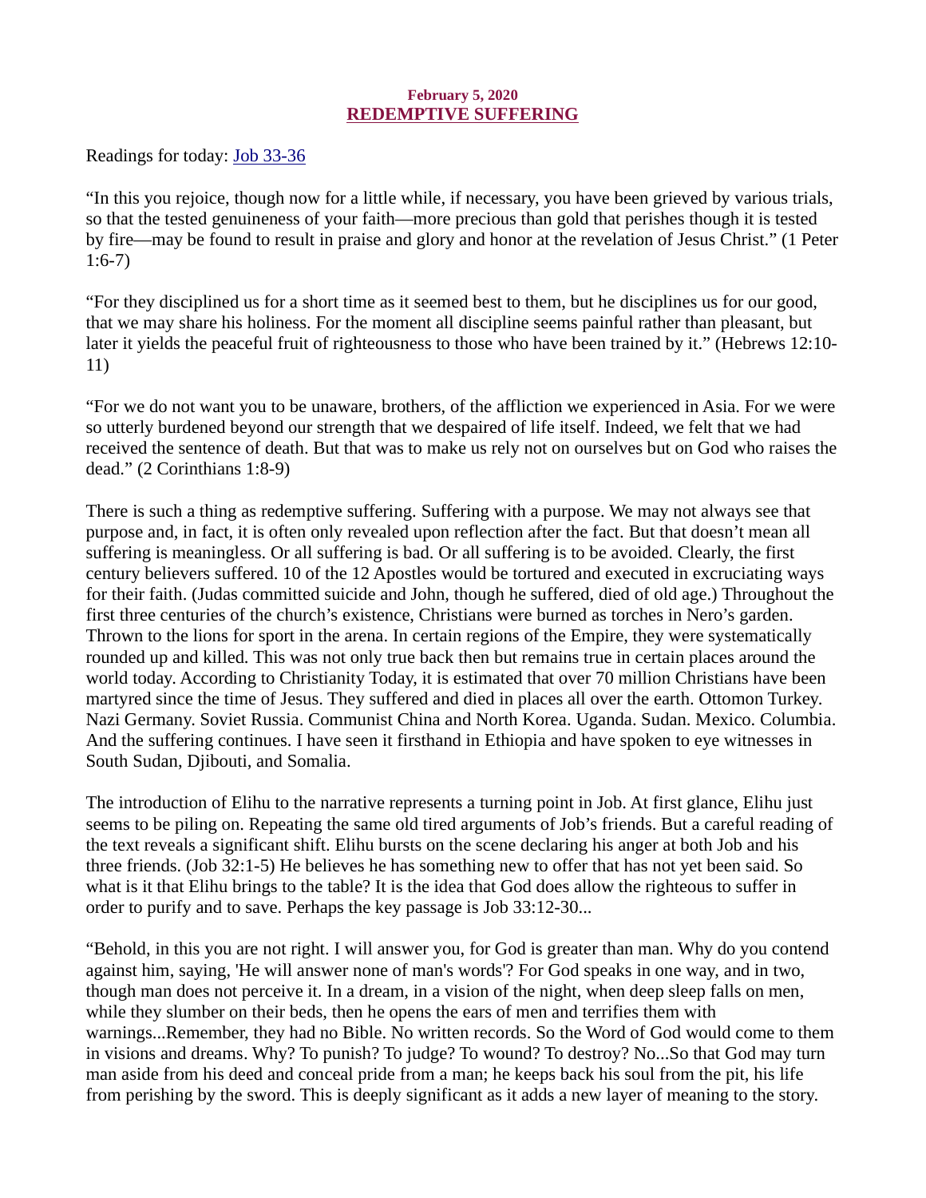**February 5, 2020**

## REDEMPTIVE SUFFERING

Readings for today: Job 33-36

"In this you rejoice, though now for a little while, if necessary, you have been grieved by various trials, so that the tested genuineness of your faith—more precious than gold that perishes though it is tested by fire—may be found to result in praise and glory and honor at the revelation of Jesus Christ." (1 Peter 1:6-7)

"For they disciplined us for a short time as it seemed best to them, but he disciplines us for our good, that we may share his holiness. For the moment all discipline seems painful rather than pleasant, but later it yields the peaceful fruit of righteousness to those who have been trained by it." (Hebrews 12:10-11)

"For we do not want you to be unaware, brothers, of the affliction we experienced in Asia. For we were so utterly burdened beyond our strength that we despaired of life itself. Indeed, we felt that we had received the sentence of death. But that was to make us rely not on ourselves but on God who raises the dead." (2 Corinthians 1:8-9)

There is such a thing as redemptive suffering. Suffering with a purpose. We may not always see that purpose and, in fact, it is often only revealed upon reflection after the fact. But that doesn't mean all suffering is meaningless. Or all suffering is bad. Or all suffering is to be avoided. Clearly, the first century believers suffered. 10 of the 12 Apostles would be tortured and executed in excruciating ways for their faith. (Judas committed suicide and John, though he suffered, died of old age.) Throughout the first three centuries of the church's existence, Christians were burned as torches in Nero's garden. Thrown to the lions for sport in the arena. In certain regions of the Empire, they were systematically rounded up and killed. This was not only true back then but remains true in certain places around the world today. According to Christianity Today, it is estimated that over 70 million Christians have been martyred since the time of Jesus. They suffered and died in places all over the earth. Ottomon Turkey. Nazi Germany. Soviet Russia. Communist China and North Korea. Uganda. Sudan. Mexico. Columbia. And the suffering continues. I have seen it firsthand in Ethiopia and have spoken to eye witnesses in South Sudan, Djibouti, and Somalia.

The introduction of Elihu to the narrative represents a turning point in Job. At first glance, Elihu just seems to be piling on. Repeating the same old tired arguments of Job's friends. But a careful reading of the text reveals a significant shift. Elihu bursts on the scene declaring his anger at both Job and his three friends. (Job 32:1-5) He believes he has something new to offer that has not yet been said. So what is it that Elihu brings to the table? It is the idea that God does allow the righteous to suffer in order to purify and to save. Perhaps the key passage is Job 33:12-30...

"Behold, in this you are not right. I will answer you, for God is greater than man. Why do you contend against him, saying, 'He will answer none of man's words'? For God speaks in one way, and in two, though man does not perceive it. In a dream, in a vision of the night, when deep sleep falls on men, while they slumber on their beds, then he opens the ears of men and terrifies them with warnings...Remember, they had no Bible. No written records. So the Word of God would come to them in visions and dreams. Why? To punish? To judge? To wound? To destroy? No...So that God may turn man aside from his deed and conceal pride from a man; he keeps back his soul from the pit, his life from perishing by the sword. This is deeply significant as it adds a new layer of meaning to the story.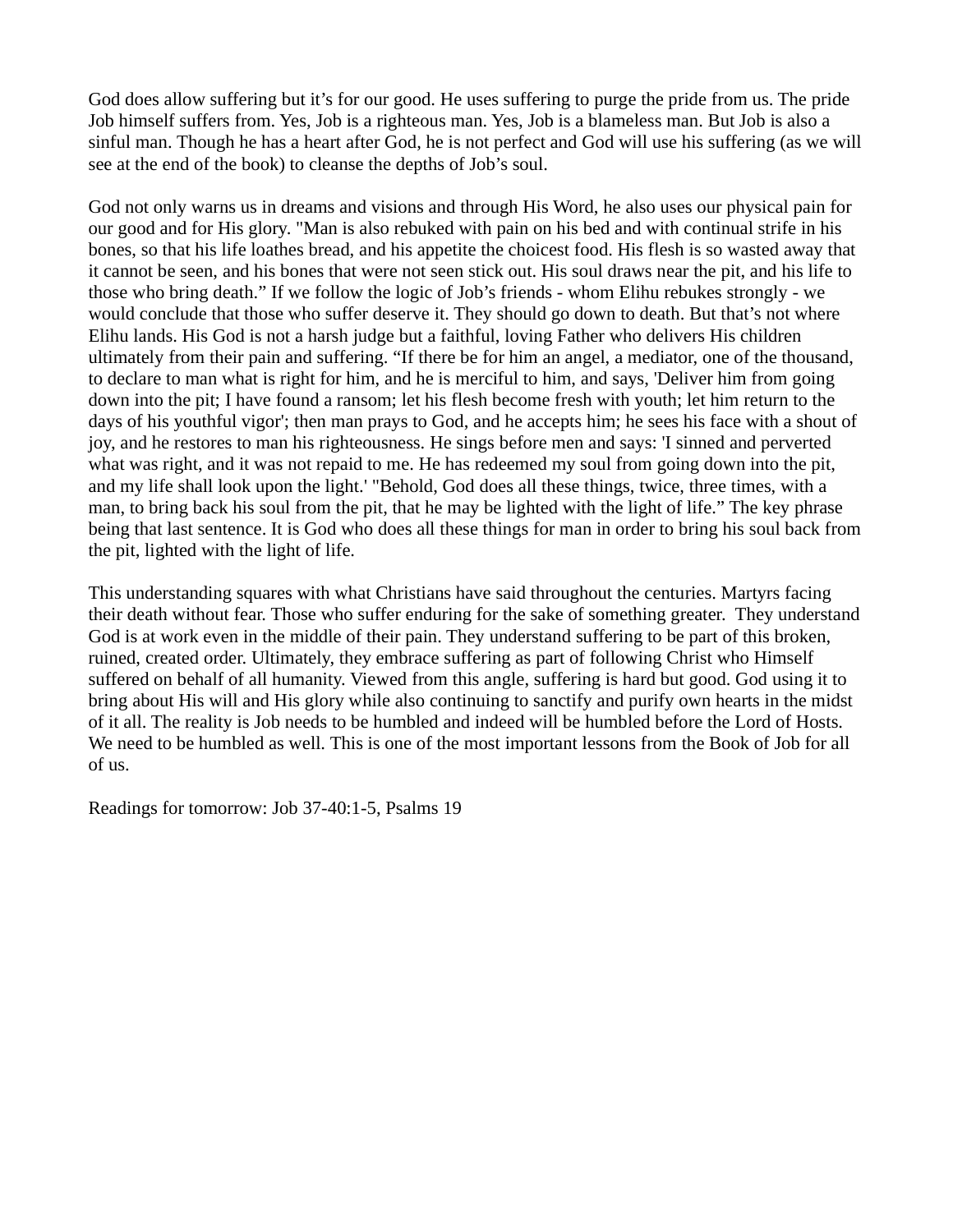God does allow suffering but it's for our good. He uses suffering to purge the pride from us. The pride Job himself suffers from. Yes, Job is a righteous man. Yes, Job is a blameless man. But Job is also a sinful man. Though he has a heart after God, he is not perfect and God will use his suffering (as we will see at the end of the book) to cleanse the depths of Job's soul.

God not only warns us in dreams and visions and through His Word, he also uses our physical pain for our good and for His glory. "Man is also rebuked with pain on his bed and with continual strife in his bones, so that his life loathes bread, and his appetite the choicest food. His flesh is so wasted away that it cannot be seen, and his bones that were not seen stick out. His soul draws near the pit, and his life to those who bring death." If we follow the logic of Job's friends - whom Elihu rebukes strongly - we would conclude that those who suffer deserve it. They should go down to death. But that's not where Elihu lands. His God is not a harsh judge but a faithful, loving Father who delivers His children ultimately from their pain and suffering. "If there be for him an angel, a mediator, one of the thousand, to declare to man what is right for him, and he is merciful to him, and says, 'Deliver him from going down into the pit; I have found a ransom; let his flesh become fresh with youth; let him return to the days of his youthful vigor'; then man prays to God, and he accepts him; he sees his face with a shout of joy, and he restores to man his righteousness. He sings before men and says: 'I sinned and perverted what was right, and it was not repaid to me. He has redeemed my soul from going down into the pit, and my life shall look upon the light.' "Behold, God does all these things, twice, three times, with a man, to bring back his soul from the pit, that he may be lighted with the light of life." The key phrase being that last sentence. It is God who does all these things for man in order to bring his soul back from the pit, lighted with the light of life.

This understanding squares with what Christians have said throughout the centuries. Martyrs facing their death without fear. Those who suffer enduring for the sake of something greater. They understand God is at work even in the middle of their pain. They understand suffering to be part of this broken, ruined, created order. Ultimately, they embrace suffering as part of following Christ who Himself suffered on behalf of all humanity. Viewed from this angle, suffering is hard but good. God using it to bring about His will and His glory while also continuing to sanctify and purify own hearts in the midst of it all. The reality is Job needs to be humbled and indeed will be humbled before the Lord of Hosts. We need to be humbled as well. This is one of the most important lessons from the Book of Job for all of us.

Readings for tomorrow: Job 37-40:1-5, Psalms 19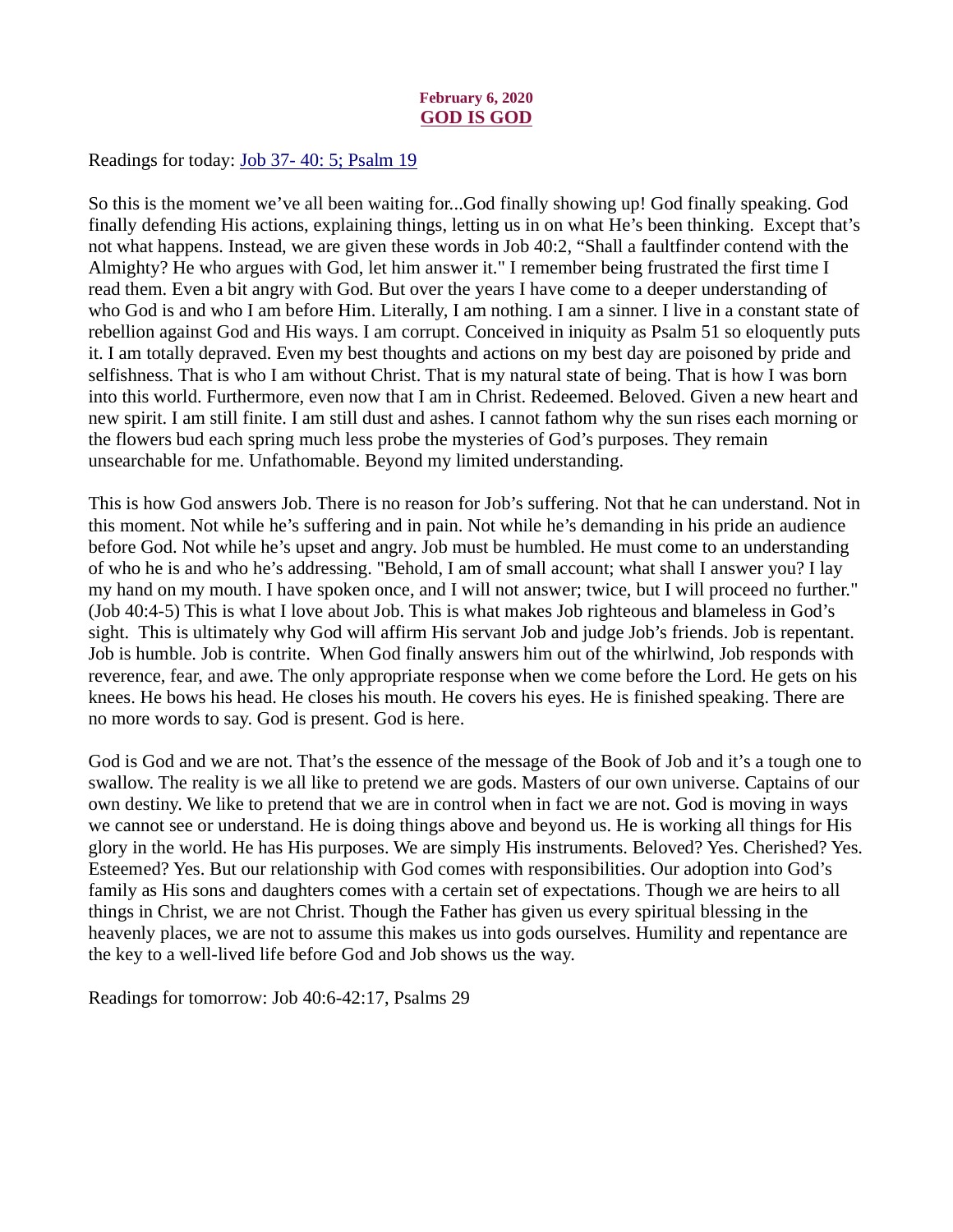**February 6, 2020**

# GOD IS GOD

Readings for today: Job 37- 40: 5; Psalm 19

So this is the moment we've all been waiting for...God finally showing up! God finally speaking. God finally defending His actions, explaining things, letting us in on what He's been thinking. Except that's not what happens. Instead, we are given these words in Job 40:2, "Shall a faultfinder contend with the Almighty? He who argues with God, let him answer it." I remember being frustrated the first time I read them. Even a bit angry with God. But over the years I have come to a deeper understanding of who God is and who I am before Him. Literally, I am nothing. I am a sinner. I live in a constant state of rebellion against God and His ways. I am corrupt. Conceived in iniquity as Psalm 51 so eloquently puts it. I am totally depraved. Even my best thoughts and actions on my best day are poisoned by pride and selfishness. That is who I am without Christ. That is my natural state of being. That is how I was born into this world. Furthermore, even now that I am in Christ. Redeemed. Beloved. Given a new heart and new spirit. I am still finite. I am still dust and ashes. I cannot fathom why the sun rises each morning or the flowers bud each spring much less probe the mysteries of God's purposes. They remain unsearchable for me. Unfathomable. Beyond my limited understanding.

This is how God answers Job. There is no reason for Job's suffering. Not that he can understand. Not in this moment. Not while he's suffering and in pain. Not while he's demanding in his pride an audience before God. Not while he's upset and angry. Job must be humbled. He must come to an understanding of who he is and who he's addressing. "Behold, I am of small account; what shall I answer you? I lay my hand on my mouth. I have spoken once, and I will not answer; twice, but I will proceed no further." (Job 40:4-5) This is what I love about Job. This is what makes Job righteous and blameless in God's sight. This is ultimately why God will affirm His servant Job and judge Job's friends. Job is repentant. Job is humble. Job is contrite. When God finally answers him out of the whirlwind, Job responds with reverence, fear, and awe. The only appropriate response when we come before the Lord. He gets on his knees. He bows his head. He closes his mouth. He covers his eyes. He is finished speaking. There are no more words to say. God is present. God is here.

God is God and we are not. That's the essence of the message of the Book of Job and it's a tough one to swallow. The reality is we all like to pretend we are gods. Masters of our own universe. Captains of our own destiny. We like to pretend that we are in control when in fact we are not. God is moving in ways we cannot see or understand. He is doing things above and beyond us. He is working all things for His glory in the world. He has His purposes. We are simply His instruments. Beloved? Yes. Cherished? Yes. Esteemed? Yes. But our relationship with God comes with responsibilities. Our adoption into God's family as His sons and daughters comes with a certain set of expectations. Though we are heirs to all things in Christ, we are not Christ. Though the Father has given us every spiritual blessing in the heavenly places, we are not to assume this makes us into gods ourselves. Humility and repentance are the key to a well-lived life before God and Job shows us the way.

Readings for tomorrow: Job 40:6-42:17, Psalms 29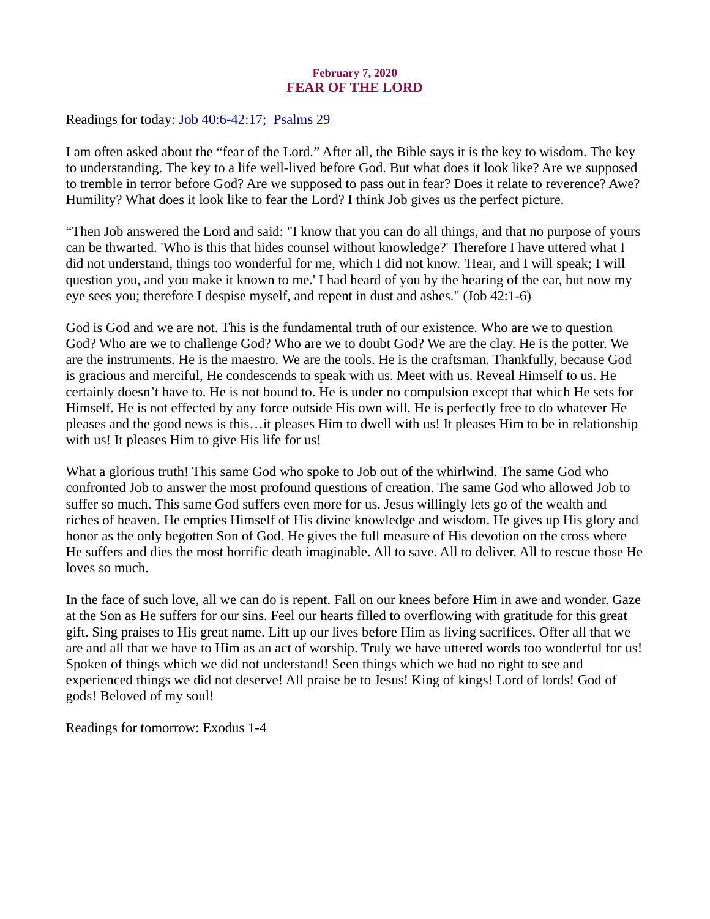**February 7, 2020**

# FEAR OF THE LORD

Readings for today: Job 40:6-42:17; Psalms 29

I am often asked about the "fear of the Lord." After all, the Bible says it is the key to wisdom. The key to understanding. The key to a life well-lived before God. But what does it look like? Are we supposed to tremble in terror before God? Are we supposed to pass out in fear? Does it relate to reverence? Awe? Humility? What does it look like to fear the Lord? I think Job gives us the perfect picture.

"Then Job answered the Lord and said: "I know that you can do all things, and that no purpose of yours can be thwarted. 'Who is this that hides counsel without knowledge?' Therefore I have uttered what I did not understand, things too wonderful for me, which I did not know. 'Hear, and I will speak; I will question you, and you make it known to me.' I had heard of you by the hearing of the ear, but now my eye sees you; therefore I despise myself, and repent in dust and ashes." (Job 42:1-6)

God is God and we are not. This is the fundamental truth of our existence. Who are we to question God? Who are we to challenge God? Who are we to doubt God? We are the clay. He is the potter. We are the instruments. He is the maestro. We are the tools. He is the craftsman. Thankfully, because God is gracious and merciful, He condescends to speak with us. Meet with us. Reveal Himself to us. He certainly doesn't have to. He is not bound to. He is under no compulsion except that which He sets for Himself. He is not effected by any force outside His own will. He is perfectly free to do whatever He pleases and the good news is this…it pleases Him to dwell with us! It pleases Him to be in relationship with us! It pleases Him to give His life for us!

What a glorious truth! This same God who spoke to Job out of the whirlwind. The same God who confronted Job to answer the most profound questions of creation. The same God who allowed Job to suffer so much. This same God suffers even more for us. Jesus willingly lets go of the wealth and riches of heaven. He empties Himself of His divine knowledge and wisdom. He gives up His glory and honor as the only begotten Son of God. He gives the full measure of His devotion on the cross where He suffers and dies the most horrific death imaginable. All to save. All to deliver. All to rescue those He loves so much.

In the face of such love, all we can do is repent. Fall on our knees before Him in awe and wonder. Gaze at the Son as He suffers for our sins. Feel our hearts filled to overflowing with gratitude for this great gift. Sing praises to His great name. Lift up our lives before Him as living sacrifices. Offer all that we are and all that we have to Him as an act of worship. Truly we have uttered words too wonderful for us! Spoken of things which we did not understand! Seen things which we had no right to see and experienced things we did not deserve! All praise be to Jesus! King of kings! Lord of lords! God of gods! Beloved of my soul!

Readings for tomorrow: Exodus 1-4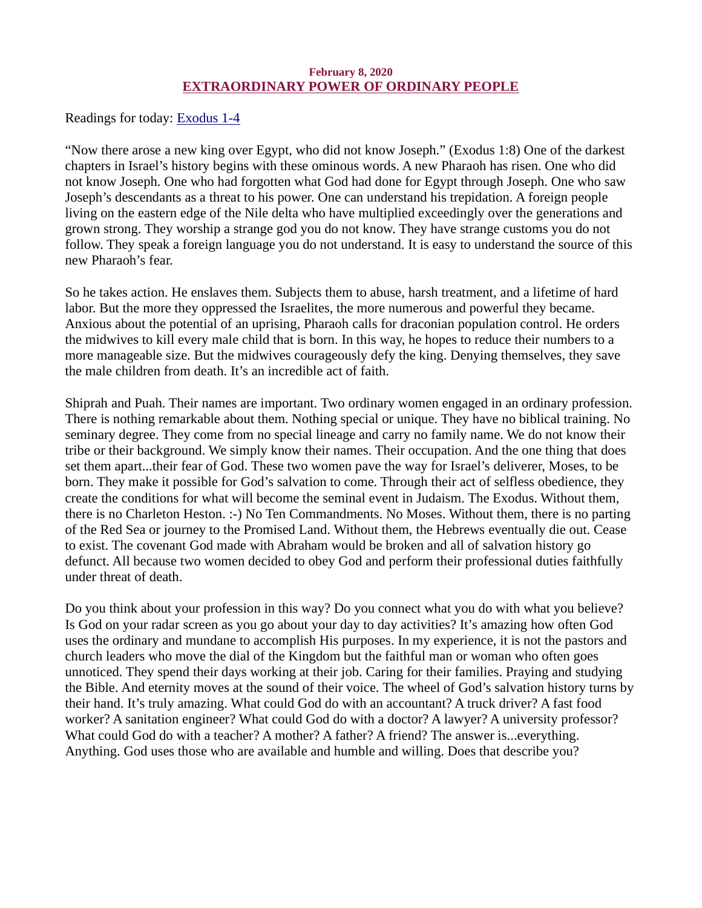**February 8, 2020**

## EXTRAORDINARY POWER OF ORDINARY PEOPLE

Readings for today: [Exodus 1-4]

"Now there arose a new king over Egypt, who did not know Joseph." (Exodus 1:8) One of the darkest chapters in Israel's history begins with these ominous words. A new Pharaoh has risen. One who did not know Joseph. One who had forgotten what God had done for Egypt through Joseph. One who saw Joseph's descendants as a threat to his power. One can understand his trepidation. A foreign people living on the eastern edge of the Nile delta who have multiplied exceedingly over the generations and grown strong. They worship a strange god you do not know. They have strange customs you do not follow. They speak a foreign language you do not understand. It is easy to understand the source of this new Pharaoh's fear.

So he takes action. He enslaves them. Subjects them to abuse, harsh treatment, and a lifetime of hard labor. But the more they oppressed the Israelites, the more numerous and powerful they became. Anxious about the potential of an uprising, Pharaoh calls for draconian population control. He orders the midwives to kill every male child that is born. In this way, he hopes to reduce their numbers to a more manageable size. But the midwives courageously defy the king. Denying themselves, they save the male children from death. It's an incredible act of faith.

Shiprah and Puah. Their names are important. Two ordinary women engaged in an ordinary profession. There is nothing remarkable about them. Nothing special or unique. They have no biblical training. No seminary degree. They come from no special lineage and carry no family name. We do not know their tribe or their background. We simply know their names. Their occupation. And the one thing that does set them apart...their fear of God. These two women pave the way for Israel's deliverer, Moses, to be born. They make it possible for God's salvation to come. Through their act of selfless obedience, they create the conditions for what will become the seminal event in Judaism. The Exodus. Without them, there is no Charleton Heston. :-) No Ten Commandments. No Moses. Without them, there is no parting of the Red Sea or journey to the Promised Land. Without them, the Hebrews eventually die out. Cease to exist. The covenant God made with Abraham would be broken and all of salvation history go defunct. All because two women decided to obey God and perform their professional duties faithfully under threat of death.

Do you think about your profession in this way? Do you connect what you do with what you believe? Is God on your radar screen as you go about your day to day activities? It's amazing how often God uses the ordinary and mundane to accomplish His purposes. In my experience, it is not the pastors and church leaders who move the dial of the Kingdom but the faithful man or woman who often goes unnoticed. They spend their days working at their job. Caring for their families. Praying and studying the Bible. And eternity moves at the sound of their voice. The wheel of God's salvation history turns by their hand. It's truly amazing. What could God do with an accountant? A truck driver? A fast food worker? A sanitation engineer? What could God do with a doctor? A lawyer? A university professor? What could God do with a teacher? A mother? A father? A friend? The answer is...everything. Anything. God uses those who are available and humble and willing. Does that describe you?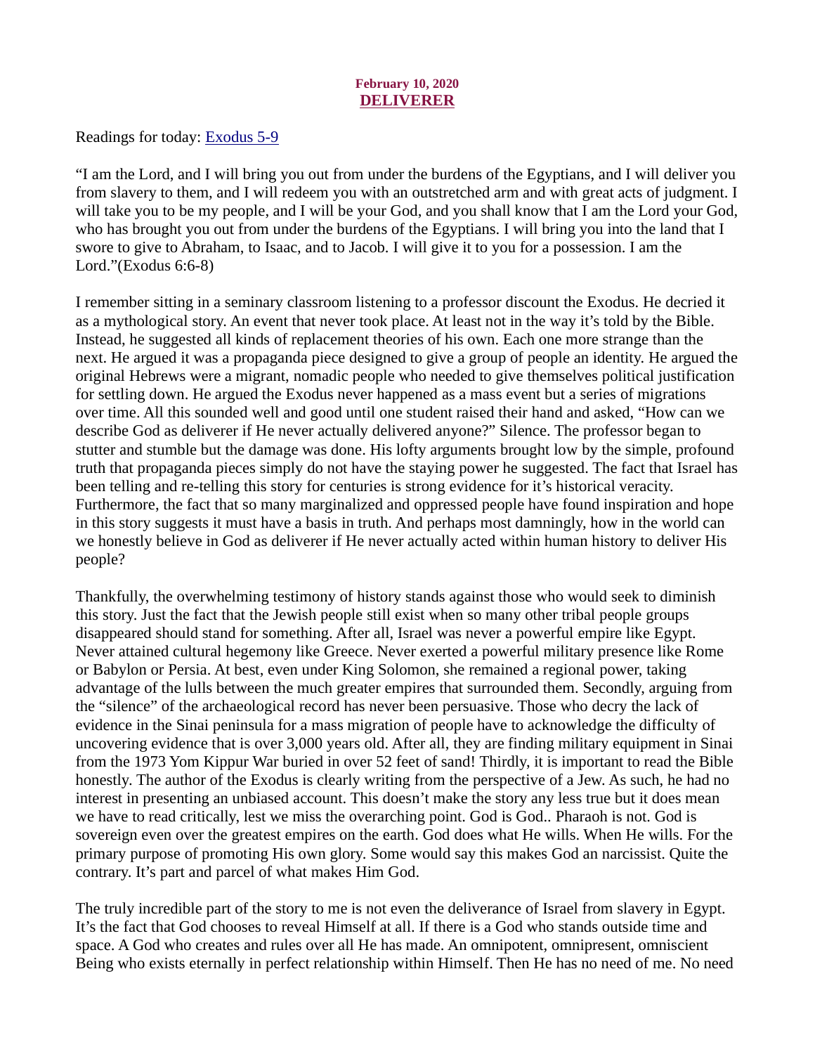**February 10, 2020**

# DELIVERER

Readings for today: [Exodus 5-9]

"I am the Lord, and I will bring you out from under the burdens of the Egyptians, and I will deliver you from slavery to them, and I will redeem you with an outstretched arm and with great acts of judgment. I will take you to be my people, and I will be your God, and you shall know that I am the Lord your God, who has brought you out from under the burdens of the Egyptians. I will bring you into the land that I swore to give to Abraham, to Isaac, and to Jacob. I will give it to you for a possession. I am the Lord."(Exodus 6:6-8)

I remember sitting in a seminary classroom listening to a professor discount the Exodus. He decried it as a mythological story. An event that never took place. At least not in the way it's told by the Bible. Instead, he suggested all kinds of replacement theories of his own. Each one more strange than the next. He argued it was a propaganda piece designed to give a group of people an identity. He argued the original Hebrews were a migrant, nomadic people who needed to give themselves political justification for settling down. He argued the Exodus never happened as a mass event but a series of migrations over time. All this sounded well and good until one student raised their hand and asked, "How can we describe God as deliverer if He never actually delivered anyone?" Silence. The professor began to stutter and stumble but the damage was done. His lofty arguments brought low by the simple, profound truth that propaganda pieces simply do not have the staying power he suggested. The fact that Israel has been telling and re-telling this story for centuries is strong evidence for it's historical veracity. Furthermore, the fact that so many marginalized and oppressed people have found inspiration and hope in this story suggests it must have a basis in truth. And perhaps most damningly, how in the world can we honestly believe in God as deliverer if He never actually acted within human history to deliver His people?

Thankfully, the overwhelming testimony of history stands against those who would seek to diminish this story. Just the fact that the Jewish people still exist when so many other tribal people groups disappeared should stand for something. After all, Israel was never a powerful empire like Egypt. Never attained cultural hegemony like Greece. Never exerted a powerful military presence like Rome or Babylon or Persia. At best, even under King Solomon, she remained a regional power, taking advantage of the lulls between the much greater empires that surrounded them. Secondly, arguing from the "silence" of the archaeological record has never been persuasive. Those who decry the lack of evidence in the Sinai peninsula for a mass migration of people have to acknowledge the difficulty of uncovering evidence that is over 3,000 years old. After all, they are finding military equipment in Sinai from the 1973 Yom Kippur War buried in over 52 feet of sand! Thirdly, it is important to read the Bible honestly. The author of the Exodus is clearly writing from the perspective of a Jew. As such, he had no interest in presenting an unbiased account. This doesn't make the story any less true but it does mean we have to read critically, lest we miss the overarching point. God is God.. Pharaoh is not. God is sovereign even over the greatest empires on the earth. God does what He wills. When He wills. For the primary purpose of promoting His own glory. Some would say this makes God an narcissist. Quite the contrary. It's part and parcel of what makes Him God.

The truly incredible part of the story to me is not even the deliverance of Israel from slavery in Egypt. It's the fact that God chooses to reveal Himself at all. If there is a God who stands outside time and space. A God who creates and rules over all He has made. An omnipotent, omnipresent, omniscient Being who exists eternally in perfect relationship within Himself. Then He has no need of me. No need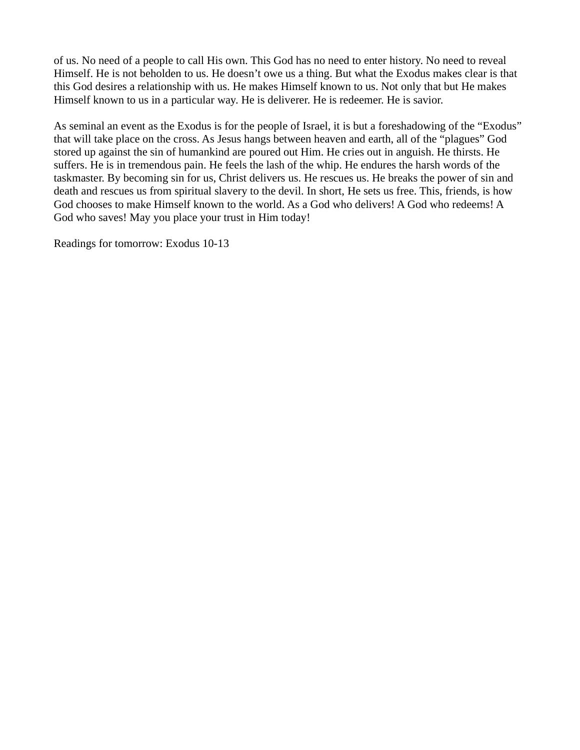of us. No need of a people to call His own. This God has no need to enter history. No need to reveal Himself. He is not beholden to us. He doesn't owe us a thing. But what the Exodus makes clear is that this God desires a relationship with us. He makes Himself known to us. Not only that but He makes Himself known to us in a particular way. He is deliverer. He is redeemer. He is savior.

As seminal an event as the Exodus is for the people of Israel, it is but a foreshadowing of the "Exodus" that will take place on the cross. As Jesus hangs between heaven and earth, all of the "plagues" God stored up against the sin of humankind are poured out Him. He cries out in anguish. He thirsts. He suffers. He is in tremendous pain. He feels the lash of the whip. He endures the harsh words of the taskmaster. By becoming sin for us, Christ delivers us. He rescues us. He breaks the power of sin and death and rescues us from spiritual slavery to the devil. In short, He sets us free. This, friends, is how God chooses to make Himself known to the world. As a God who delivers! A God who redeems! A God who saves! May you place your trust in Him today!

Readings for tomorrow: Exodus 10-13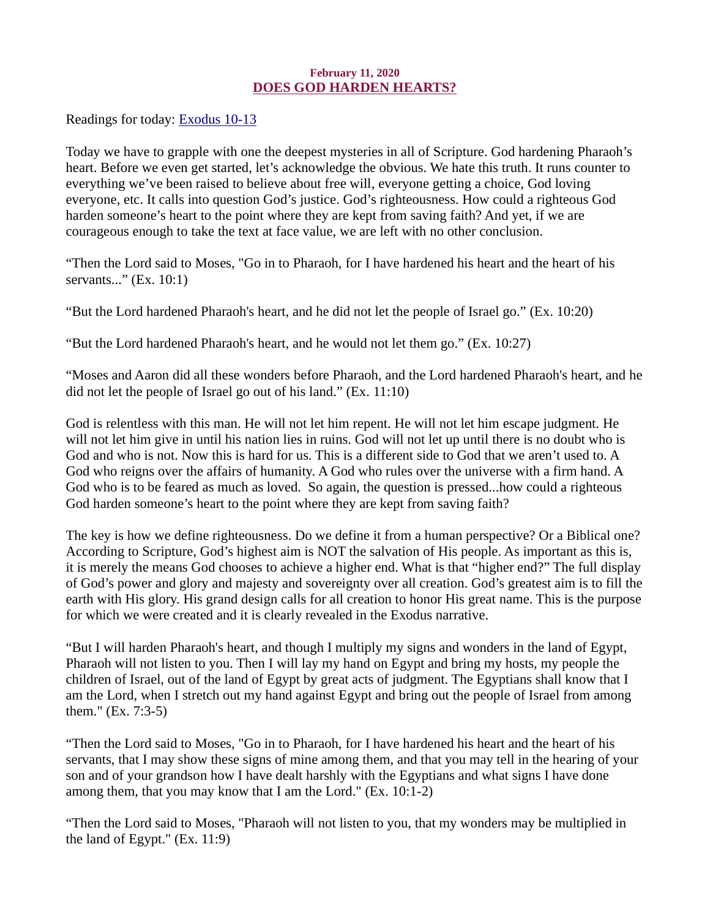**February 11, 2020**

## DOES GOD HARDEN HEARTS?

Readings for today: [Exodus 10-13]

Today we have to grapple with one the deepest mysteries in all of Scripture. God hardening Pharaoh's heart. Before we even get started, let's acknowledge the obvious. We hate this truth. It runs counter to everything we've been raised to believe about free will, everyone getting a choice, God loving everyone, etc. It calls into question God's justice. God's righteousness. How could a righteous God harden someone's heart to the point where they are kept from saving faith? And yet, if we are courageous enough to take the text at face value, we are left with no other conclusion.

"Then the Lord said to Moses, "Go in to Pharaoh, for I have hardened his heart and the heart of his servants..." (Ex. 10:1)

"But the Lord hardened Pharaoh's heart, and he did not let the people of Israel go." (Ex. 10:20)

"But the Lord hardened Pharaoh's heart, and he would not let them go." (Ex. 10:27)

"Moses and Aaron did all these wonders before Pharaoh, and the Lord hardened Pharaoh's heart, and he did not let the people of Israel go out of his land." (Ex. 11:10)

God is relentless with this man. He will not let him repent. He will not let him escape judgment. He will not let him give in until his nation lies in ruins. God will not let up until there is no doubt who is God and who is not. Now this is hard for us. This is a different side to God that we aren't used to. A God who reigns over the affairs of humanity. A God who rules over the universe with a firm hand. A God who is to be feared as much as loved. So again, the question is pressed...how could a righteous God harden someone's heart to the point where they are kept from saving faith?

The key is how we define righteousness. Do we define it from a human perspective? Or a Biblical one? According to Scripture, God's highest aim is NOT the salvation of His people. As important as this is, it is merely the means God chooses to achieve a higher end. What is that "higher end?" The full display of God's power and glory and majesty and sovereignty over all creation. God's greatest aim is to fill the earth with His glory. His grand design calls for all creation to honor His great name. This is the purpose for which we were created and it is clearly revealed in the Exodus narrative.

"But I will harden Pharaoh's heart, and though I multiply my signs and wonders in the land of Egypt, Pharaoh will not listen to you. Then I will lay my hand on Egypt and bring my hosts, my people the children of Israel, out of the land of Egypt by great acts of judgment. The Egyptians shall know that I am the Lord, when I stretch out my hand against Egypt and bring out the people of Israel from among them." (Ex. 7:3-5)

"Then the Lord said to Moses, "Go in to Pharaoh, for I have hardened his heart and the heart of his servants, that I may show these signs of mine among them, and that you may tell in the hearing of your son and of your grandson how I have dealt harshly with the Egyptians and what signs I have done among them, that you may know that I am the Lord." (Ex. 10:1-2)

"Then the Lord said to Moses, "Pharaoh will not listen to you, that my wonders may be multiplied in the land of Egypt." (Ex. 11:9)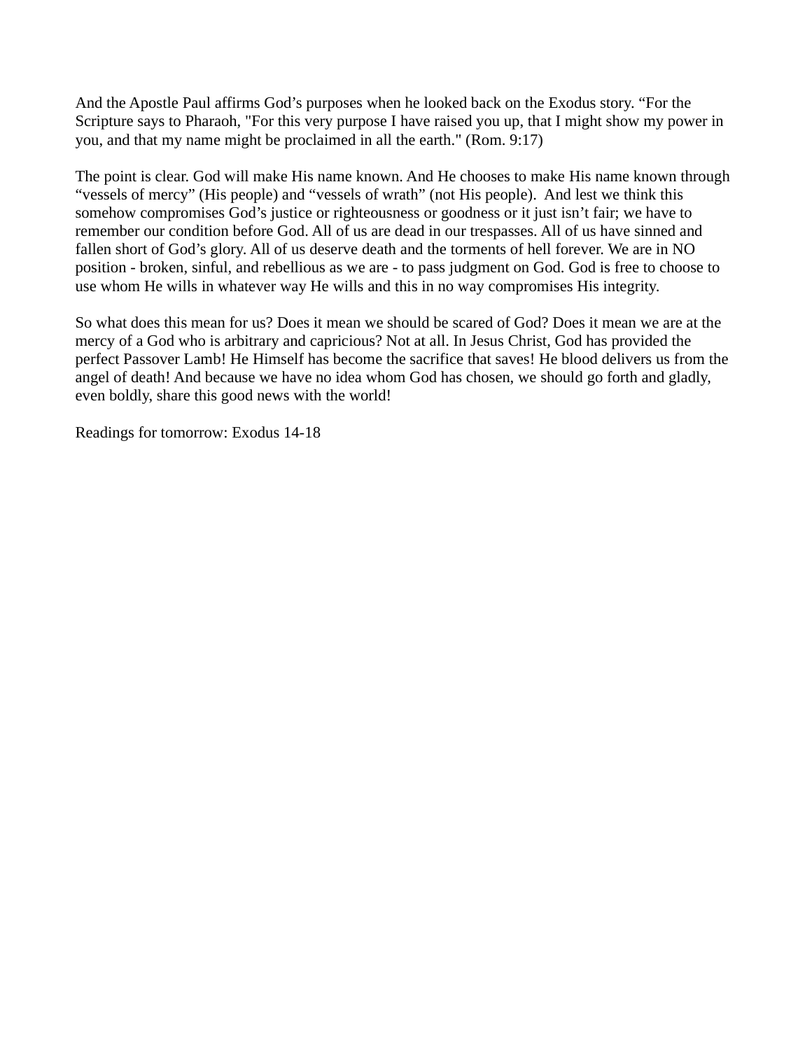And the Apostle Paul affirms God's purposes when he looked back on the Exodus story. "For the Scripture says to Pharaoh, "For this very purpose I have raised you up, that I might show my power in you, and that my name might be proclaimed in all the earth." (Rom. 9:17)

The point is clear. God will make His name known. And He chooses to make His name known through "vessels of mercy" (His people) and "vessels of wrath" (not His people). And lest we think this somehow compromises God's justice or righteousness or goodness or it just isn't fair; we have to remember our condition before God. All of us are dead in our trespasses. All of us have sinned and fallen short of God's glory. All of us deserve death and the torments of hell forever. We are in NO position - broken, sinful, and rebellious as we are - to pass judgment on God. God is free to choose to use whom He wills in whatever way He wills and this in no way compromises His integrity.

So what does this mean for us? Does it mean we should be scared of God? Does it mean we are at the mercy of a God who is arbitrary and capricious? Not at all. In Jesus Christ, God has provided the perfect Passover Lamb! He Himself has become the sacrifice that saves! He blood delivers us from the angel of death! And because we have no idea whom God has chosen, we should go forth and gladly, even boldly, share this good news with the world!

Readings for tomorrow: Exodus 14-18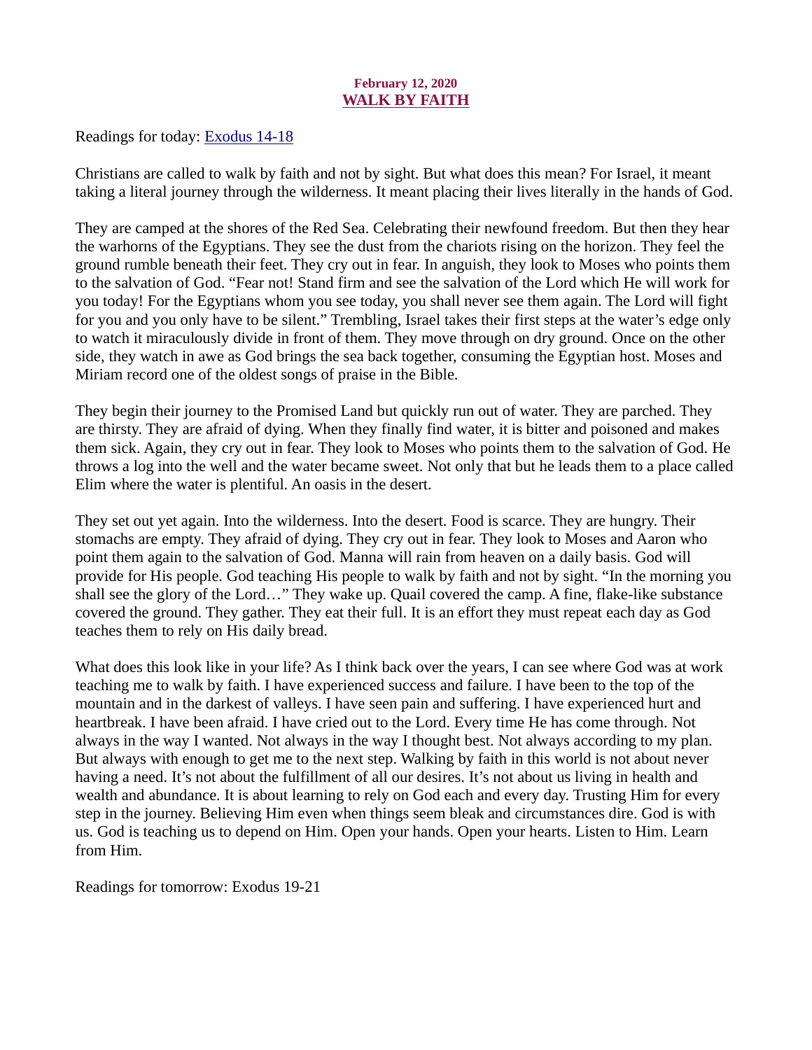**February 12, 2020**

## WALK BY FAITH

Readings for today: Exodus 14-18

Christians are called to walk by faith and not by sight. But what does this mean? For Israel, it meant taking a literal journey through the wilderness. It meant placing their lives literally in the hands of God.

They are camped at the shores of the Red Sea. Celebrating their newfound freedom. But then they hear the warhorns of the Egyptians. They see the dust from the chariots rising on the horizon. They feel the ground rumble beneath their feet. They cry out in fear. In anguish, they look to Moses who points them to the salvation of God. "Fear not! Stand firm and see the salvation of the Lord which He will work for you today! For the Egyptians whom you see today, you shall never see them again. The Lord will fight for you and you only have to be silent." Trembling, Israel takes their first steps at the water's edge only to watch it miraculously divide in front of them. They move through on dry ground. Once on the other side, they watch in awe as God brings the sea back together, consuming the Egyptian host. Moses and Miriam record one of the oldest songs of praise in the Bible.

They begin their journey to the Promised Land but quickly run out of water. They are parched. They are thirsty. They are afraid of dying. When they finally find water, it is bitter and poisoned and makes them sick. Again, they cry out in fear. They look to Moses who points them to the salvation of God. He throws a log into the well and the water became sweet. Not only that but he leads them to a place called Elim where the water is plentiful. An oasis in the desert.

They set out yet again. Into the wilderness. Into the desert. Food is scarce. They are hungry. Their stomachs are empty. They afraid of dying. They cry out in fear. They look to Moses and Aaron who point them again to the salvation of God. Manna will rain from heaven on a daily basis. God will provide for His people. God teaching His people to walk by faith and not by sight. "In the morning you shall see the glory of the Lord…" They wake up. Quail covered the camp. A fine, flake-like substance covered the ground. They gather. They eat their full. It is an effort they must repeat each day as God teaches them to rely on His daily bread.

What does this look like in your life? As I think back over the years, I can see where God was at work teaching me to walk by faith. I have experienced success and failure. I have been to the top of the mountain and in the darkest of valleys. I have seen pain and suffering. I have experienced hurt and heartbreak. I have been afraid. I have cried out to the Lord. Every time He has come through. Not always in the way I wanted. Not always in the way I thought best. Not always according to my plan. But always with enough to get me to the next step. Walking by faith in this world is not about never having a need. It's not about the fulfillment of all our desires. It's not about us living in health and wealth and abundance. It is about learning to rely on God each and every day. Trusting Him for every step in the journey. Believing Him even when things seem bleak and circumstances dire. God is with us. God is teaching us to depend on Him. Open your hands. Open your hearts. Listen to Him. Learn from Him.

Readings for tomorrow: Exodus 19-21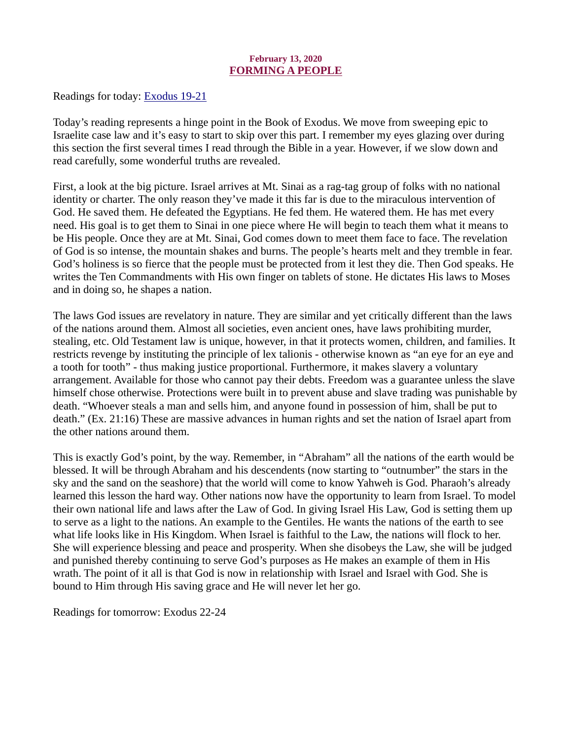**February 13, 2020**

## FORMING A PEOPLE

Readings for today: [Exodus 19-21]

Today's reading represents a hinge point in the Book of Exodus. We move from sweeping epic to Israelite case law and it's easy to start to skip over this part. I remember my eyes glazing over during this section the first several times I read through the Bible in a year. However, if we slow down and read carefully, some wonderful truths are revealed.

First, a look at the big picture. Israel arrives at Mt. Sinai as a rag-tag group of folks with no national identity or charter. The only reason they've made it this far is due to the miraculous intervention of God. He saved them. He defeated the Egyptians. He fed them. He watered them. He has met every need. His goal is to get them to Sinai in one piece where He will begin to teach them what it means to be His people. Once they are at Mt. Sinai, God comes down to meet them face to face. The revelation of God is so intense, the mountain shakes and burns. The people's hearts melt and they tremble in fear. God's holiness is so fierce that the people must be protected from it lest they die. Then God speaks. He writes the Ten Commandments with His own finger on tablets of stone. He dictates His laws to Moses and in doing so, he shapes a nation.

The laws God issues are revelatory in nature. They are similar and yet critically different than the laws of the nations around them. Almost all societies, even ancient ones, have laws prohibiting murder, stealing, etc. Old Testament law is unique, however, in that it protects women, children, and families. It restricts revenge by instituting the principle of lex talionis - otherwise known as "an eye for an eye and a tooth for tooth" - thus making justice proportional. Furthermore, it makes slavery a voluntary arrangement. Available for those who cannot pay their debts. Freedom was a guarantee unless the slave himself chose otherwise. Protections were built in to prevent abuse and slave trading was punishable by death. "Whoever steals a man and sells him, and anyone found in possession of him, shall be put to death." (Ex. 21:16) These are massive advances in human rights and set the nation of Israel apart from the other nations around them.

This is exactly God's point, by the way. Remember, in "Abraham" all the nations of the earth would be blessed. It will be through Abraham and his descendents (now starting to "outnumber" the stars in the sky and the sand on the seashore) that the world will come to know Yahweh is God. Pharaoh's already learned this lesson the hard way. Other nations now have the opportunity to learn from Israel. To model their own national life and laws after the Law of God. In giving Israel His Law, God is setting them up to serve as a light to the nations. An example to the Gentiles. He wants the nations of the earth to see what life looks like in His Kingdom. When Israel is faithful to the Law, the nations will flock to her. She will experience blessing and peace and prosperity. When she disobeys the Law, she will be judged and punished thereby continuing to serve God's purposes as He makes an example of them in His wrath. The point of it all is that God is now in relationship with Israel and Israel with God. She is bound to Him through His saving grace and He will never let her go.

Readings for tomorrow: Exodus 22-24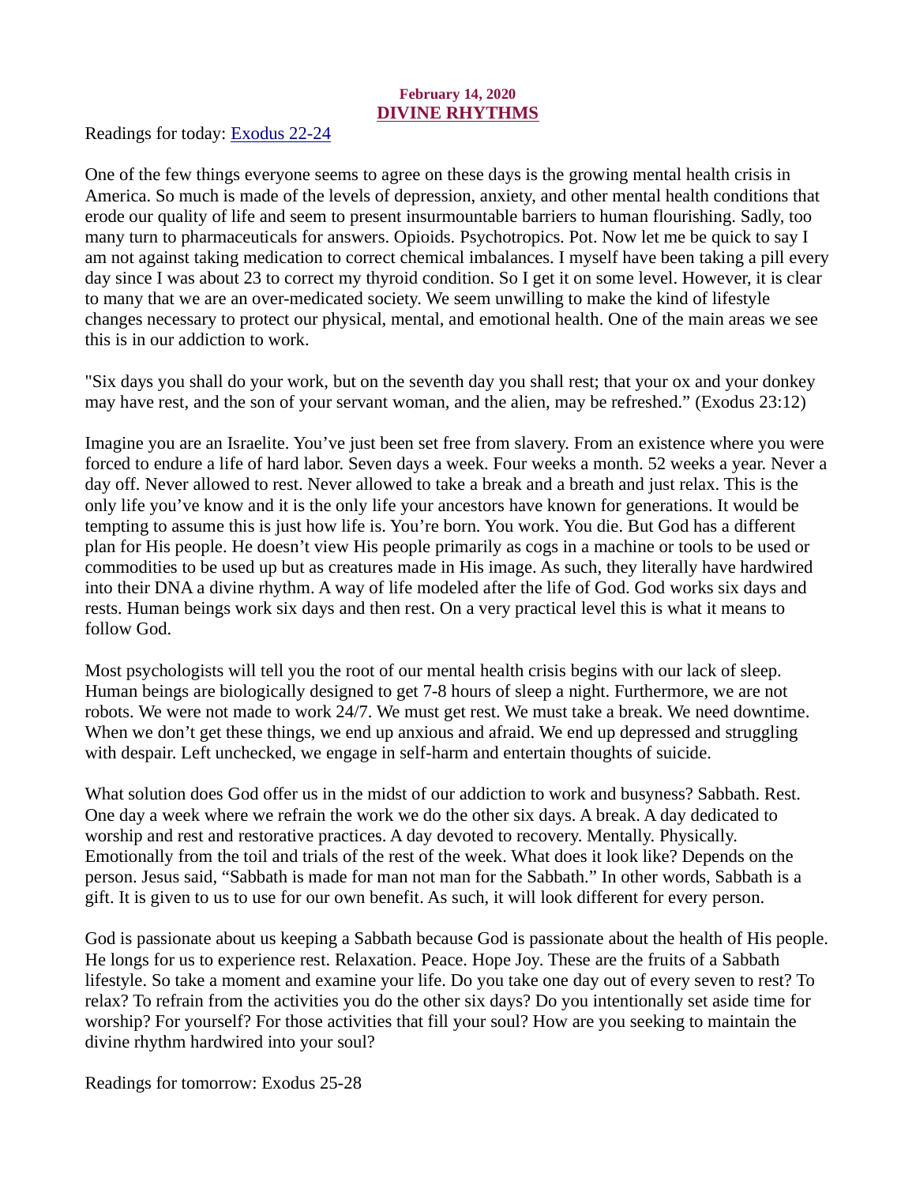**February 14, 2020**

## DIVINE RHYTHMS

Readings for today: Exodus 22-24

One of the few things everyone seems to agree on these days is the growing mental health crisis in America. So much is made of the levels of depression, anxiety, and other mental health conditions that erode our quality of life and seem to present insurmountable barriers to human flourishing. Sadly, too many turn to pharmaceuticals for answers. Opioids. Psychotropics. Pot. Now let me be quick to say I am not against taking medication to correct chemical imbalances. I myself have been taking a pill every day since I was about 23 to correct my thyroid condition. So I get it on some level. However, it is clear to many that we are an over-medicated society. We seem unwilling to make the kind of lifestyle changes necessary to protect our physical, mental, and emotional health. One of the main areas we see this is in our addiction to work.

"Six days you shall do your work, but on the seventh day you shall rest; that your ox and your donkey may have rest, and the son of your servant woman, and the alien, may be refreshed." (Exodus 23:12)

Imagine you are an Israelite. You've just been set free from slavery. From an existence where you were forced to endure a life of hard labor. Seven days a week. Four weeks a month. 52 weeks a year. Never a day off. Never allowed to rest. Never allowed to take a break and a breath and just relax. This is the only life you've know and it is the only life your ancestors have known for generations. It would be tempting to assume this is just how life is. You're born. You work. You die. But God has a different plan for His people. He doesn't view His people primarily as cogs in a machine or tools to be used or commodities to be used up but as creatures made in His image. As such, they literally have hardwired into their DNA a divine rhythm. A way of life modeled after the life of God. God works six days and rests. Human beings work six days and then rest. On a very practical level this is what it means to follow God.

Most psychologists will tell you the root of our mental health crisis begins with our lack of sleep. Human beings are biologically designed to get 7-8 hours of sleep a night. Furthermore, we are not robots. We were not made to work 24/7. We must get rest. We must take a break. We need downtime. When we don't get these things, we end up anxious and afraid. We end up depressed and struggling with despair. Left unchecked, we engage in self-harm and entertain thoughts of suicide.

What solution does God offer us in the midst of our addiction to work and busyness? Sabbath. Rest. One day a week where we refrain the work we do the other six days. A break. A day dedicated to worship and rest and restorative practices. A day devoted to recovery. Mentally. Physically. Emotionally from the toil and trials of the rest of the week. What does it look like? Depends on the person. Jesus said, "Sabbath is made for man not man for the Sabbath." In other words, Sabbath is a gift. It is given to us to use for our own benefit. As such, it will look different for every person.

God is passionate about us keeping a Sabbath because God is passionate about the health of His people. He longs for us to experience rest. Relaxation. Peace. Hope Joy. These are the fruits of a Sabbath lifestyle. So take a moment and examine your life. Do you take one day out of every seven to rest? To relax? To refrain from the activities you do the other six days? Do you intentionally set aside time for worship? For yourself? For those activities that fill your soul? How are you seeking to maintain the divine rhythm hardwired into your soul?

Readings for tomorrow: Exodus 25-28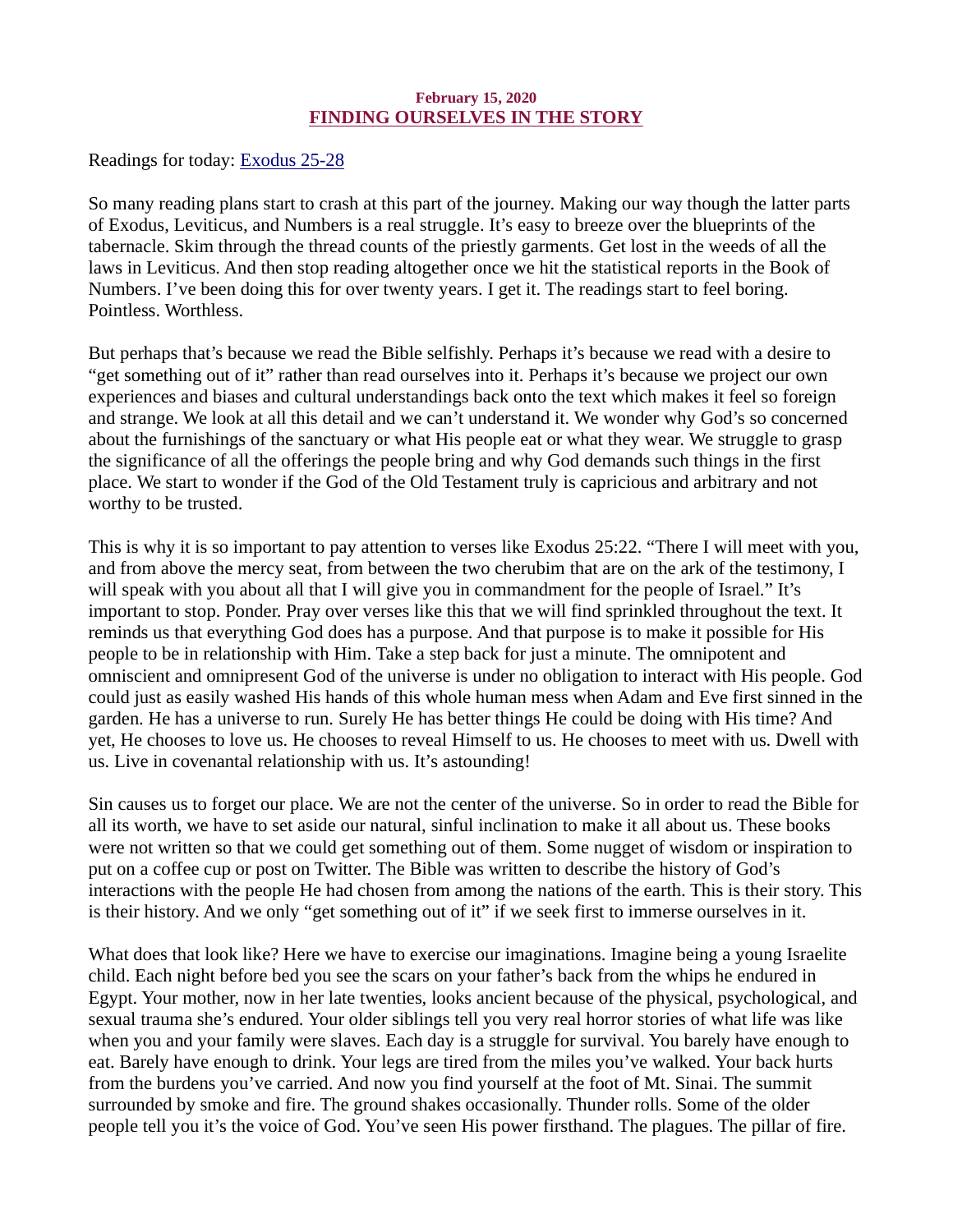**February 15, 2020**

## FINDING OURSELVES IN THE STORY

Readings for today: [Exodus 25-28]

So many reading plans start to crash at this part of the journey. Making our way though the latter parts of Exodus, Leviticus, and Numbers is a real struggle. It's easy to breeze over the blueprints of the tabernacle. Skim through the thread counts of the priestly garments. Get lost in the weeds of all the laws in Leviticus. And then stop reading altogether once we hit the statistical reports in the Book of Numbers. I've been doing this for over twenty years. I get it. The readings start to feel boring. Pointless. Worthless.

But perhaps that's because we read the Bible selfishly. Perhaps it's because we read with a desire to "get something out of it" rather than read ourselves into it. Perhaps it's because we project our own experiences and biases and cultural understandings back onto the text which makes it feel so foreign and strange. We look at all this detail and we can't understand it. We wonder why God's so concerned about the furnishings of the sanctuary or what His people eat or what they wear. We struggle to grasp the significance of all the offerings the people bring and why God demands such things in the first place. We start to wonder if the God of the Old Testament truly is capricious and arbitrary and not worthy to be trusted.

This is why it is so important to pay attention to verses like Exodus 25:22. "There I will meet with you, and from above the mercy seat, from between the two cherubim that are on the ark of the testimony, I will speak with you about all that I will give you in commandment for the people of Israel." It's important to stop. Ponder. Pray over verses like this that we will find sprinkled throughout the text. It reminds us that everything God does has a purpose. And that purpose is to make it possible for His people to be in relationship with Him. Take a step back for just a minute. The omnipotent and omniscient and omnipresent God of the universe is under no obligation to interact with His people. God could just as easily washed His hands of this whole human mess when Adam and Eve first sinned in the garden. He has a universe to run. Surely He has better things He could be doing with His time? And yet, He chooses to love us. He chooses to reveal Himself to us. He chooses to meet with us. Dwell with us. Live in covenantal relationship with us. It's astounding!

Sin causes us to forget our place. We are not the center of the universe. So in order to read the Bible for all its worth, we have to set aside our natural, sinful inclination to make it all about us. These books were not written so that we could get something out of them. Some nugget of wisdom or inspiration to put on a coffee cup or post on Twitter. The Bible was written to describe the history of God's interactions with the people He had chosen from among the nations of the earth. This is their story. This is their history. And we only "get something out of it" if we seek first to immerse ourselves in it.

What does that look like? Here we have to exercise our imaginations. Imagine being a young Israelite child. Each night before bed you see the scars on your father's back from the whips he endured in Egypt. Your mother, now in her late twenties, looks ancient because of the physical, psychological, and sexual trauma she's endured. Your older siblings tell you very real horror stories of what life was like when you and your family were slaves. Each day is a struggle for survival. You barely have enough to eat. Barely have enough to drink. Your legs are tired from the miles you've walked. Your back hurts from the burdens you've carried. And now you find yourself at the foot of Mt. Sinai. The summit surrounded by smoke and fire. The ground shakes occasionally. Thunder rolls. Some of the older people tell you it's the voice of God. You've seen His power firsthand. The plagues. The pillar of fire.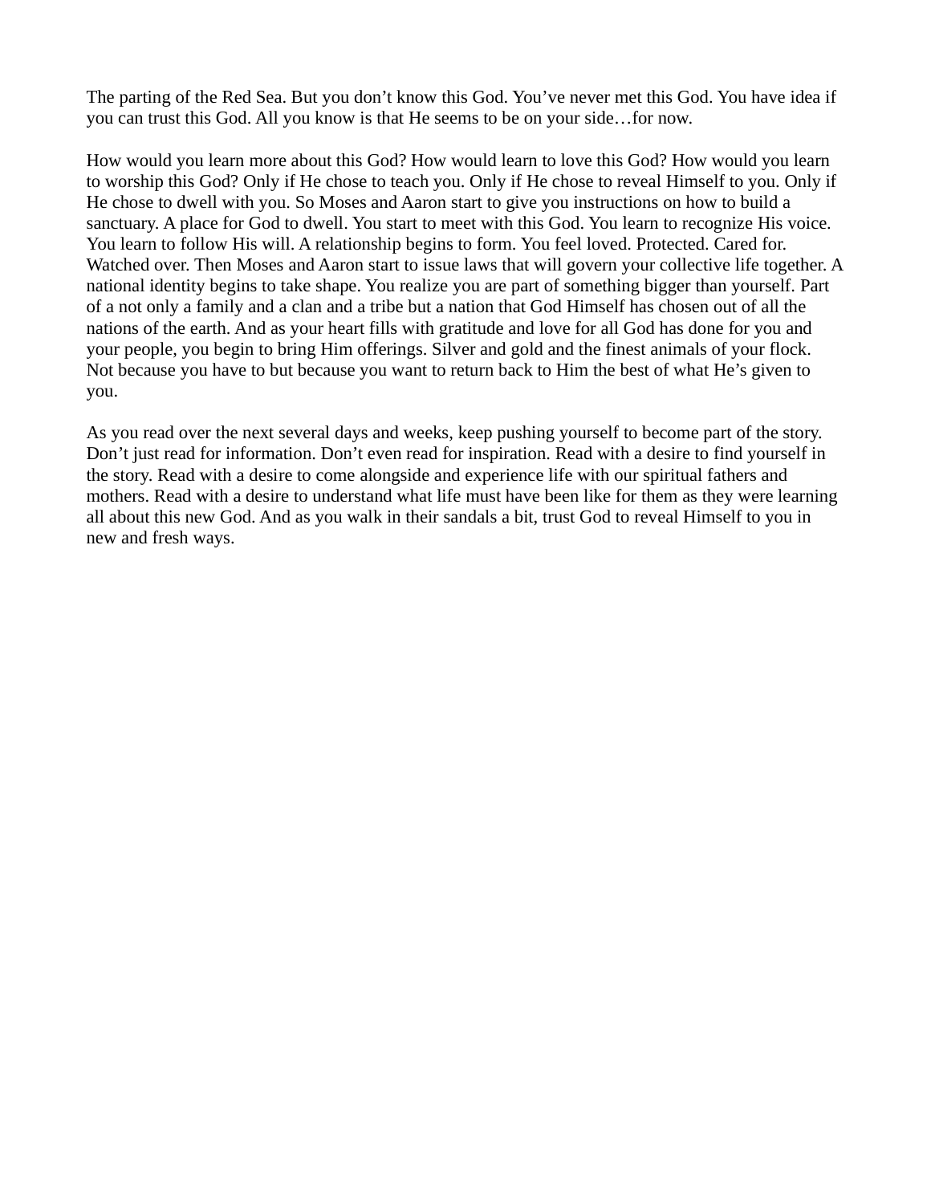The parting of the Red Sea. But you don't know this God. You've never met this God. You have idea if you can trust this God. All you know is that He seems to be on your side…for now.

How would you learn more about this God? How would learn to love this God? How would you learn to worship this God? Only if He chose to teach you. Only if He chose to reveal Himself to you. Only if He chose to dwell with you. So Moses and Aaron start to give you instructions on how to build a sanctuary. A place for God to dwell. You start to meet with this God. You learn to recognize His voice. You learn to follow His will. A relationship begins to form. You feel loved. Protected. Cared for. Watched over. Then Moses and Aaron start to issue laws that will govern your collective life together. A national identity begins to take shape. You realize you are part of something bigger than yourself. Part of a not only a family and a clan and a tribe but a nation that God Himself has chosen out of all the nations of the earth. And as your heart fills with gratitude and love for all God has done for you and your people, you begin to bring Him offerings. Silver and gold and the finest animals of your flock. Not because you have to but because you want to return back to Him the best of what He's given to you.

As you read over the next several days and weeks, keep pushing yourself to become part of the story. Don't just read for information. Don't even read for inspiration. Read with a desire to find yourself in the story. Read with a desire to come alongside and experience life with our spiritual fathers and mothers. Read with a desire to understand what life must have been like for them as they were learning all about this new God. And as you walk in their sandals a bit, trust God to reveal Himself to you in new and fresh ways.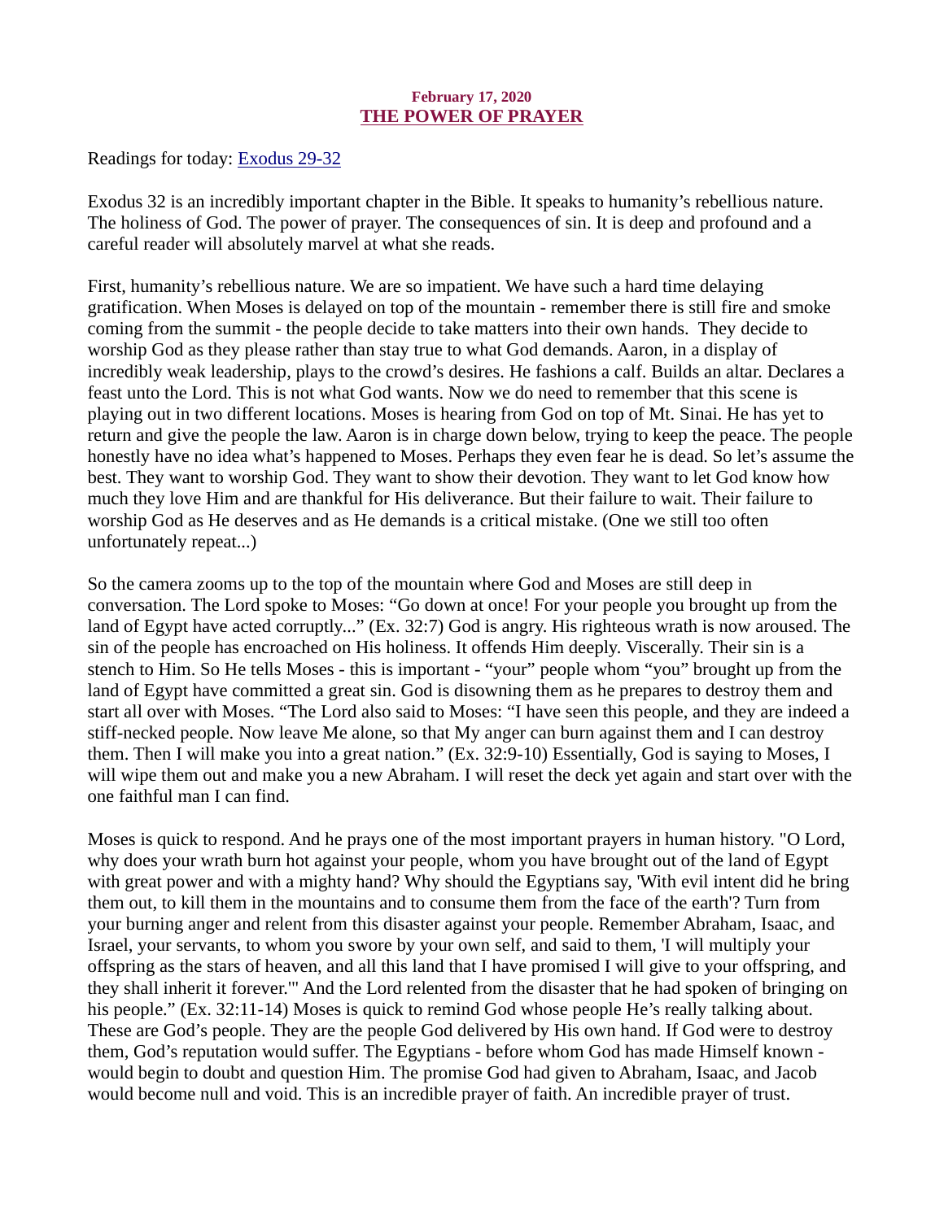**February 17, 2020**

## THE POWER OF PRAYER

Readings for today: Exodus 29-32

Exodus 32 is an incredibly important chapter in the Bible. It speaks to humanity's rebellious nature. The holiness of God. The power of prayer. The consequences of sin. It is deep and profound and a careful reader will absolutely marvel at what she reads.

First, humanity's rebellious nature. We are so impatient. We have such a hard time delaying gratification. When Moses is delayed on top of the mountain - remember there is still fire and smoke coming from the summit - the people decide to take matters into their own hands. They decide to worship God as they please rather than stay true to what God demands. Aaron, in a display of incredibly weak leadership, plays to the crowd's desires. He fashions a calf. Builds an altar. Declares a feast unto the Lord. This is not what God wants. Now we do need to remember that this scene is playing out in two different locations. Moses is hearing from God on top of Mt. Sinai. He has yet to return and give the people the law. Aaron is in charge down below, trying to keep the peace. The people honestly have no idea what's happened to Moses. Perhaps they even fear he is dead. So let's assume the best. They want to worship God. They want to show their devotion. They want to let God know how much they love Him and are thankful for His deliverance. But their failure to wait. Their failure to worship God as He deserves and as He demands is a critical mistake. (One we still too often unfortunately repeat...)

So the camera zooms up to the top of the mountain where God and Moses are still deep in conversation. The Lord spoke to Moses: "Go down at once! For your people you brought up from the land of Egypt have acted corruptly..." (Ex. 32:7) God is angry. His righteous wrath is now aroused. The sin of the people has encroached on His holiness. It offends Him deeply. Viscerally. Their sin is a stench to Him. So He tells Moses - this is important - "your" people whom "you" brought up from the land of Egypt have committed a great sin. God is disowning them as he prepares to destroy them and start all over with Moses. "The Lord also said to Moses: "I have seen this people, and they are indeed a stiff-necked people. Now leave Me alone, so that My anger can burn against them and I can destroy them. Then I will make you into a great nation." (Ex. 32:9-10) Essentially, God is saying to Moses, I will wipe them out and make you a new Abraham. I will reset the deck yet again and start over with the one faithful man I can find.

Moses is quick to respond. And he prays one of the most important prayers in human history. "O Lord, why does your wrath burn hot against your people, whom you have brought out of the land of Egypt with great power and with a mighty hand? Why should the Egyptians say, 'With evil intent did he bring them out, to kill them in the mountains and to consume them from the face of the earth'? Turn from your burning anger and relent from this disaster against your people. Remember Abraham, Isaac, and Israel, your servants, to whom you swore by your own self, and said to them, 'I will multiply your offspring as the stars of heaven, and all this land that I have promised I will give to your offspring, and they shall inherit it forever.'" And the Lord relented from the disaster that he had spoken of bringing on his people." (Ex. 32:11-14) Moses is quick to remind God whose people He's really talking about. These are God's people. They are the people God delivered by His own hand. If God were to destroy them, God's reputation would suffer. The Egyptians - before whom God has made Himself known - would begin to doubt and question Him. The promise God had given to Abraham, Isaac, and Jacob would become null and void. This is an incredible prayer of faith. An incredible prayer of trust.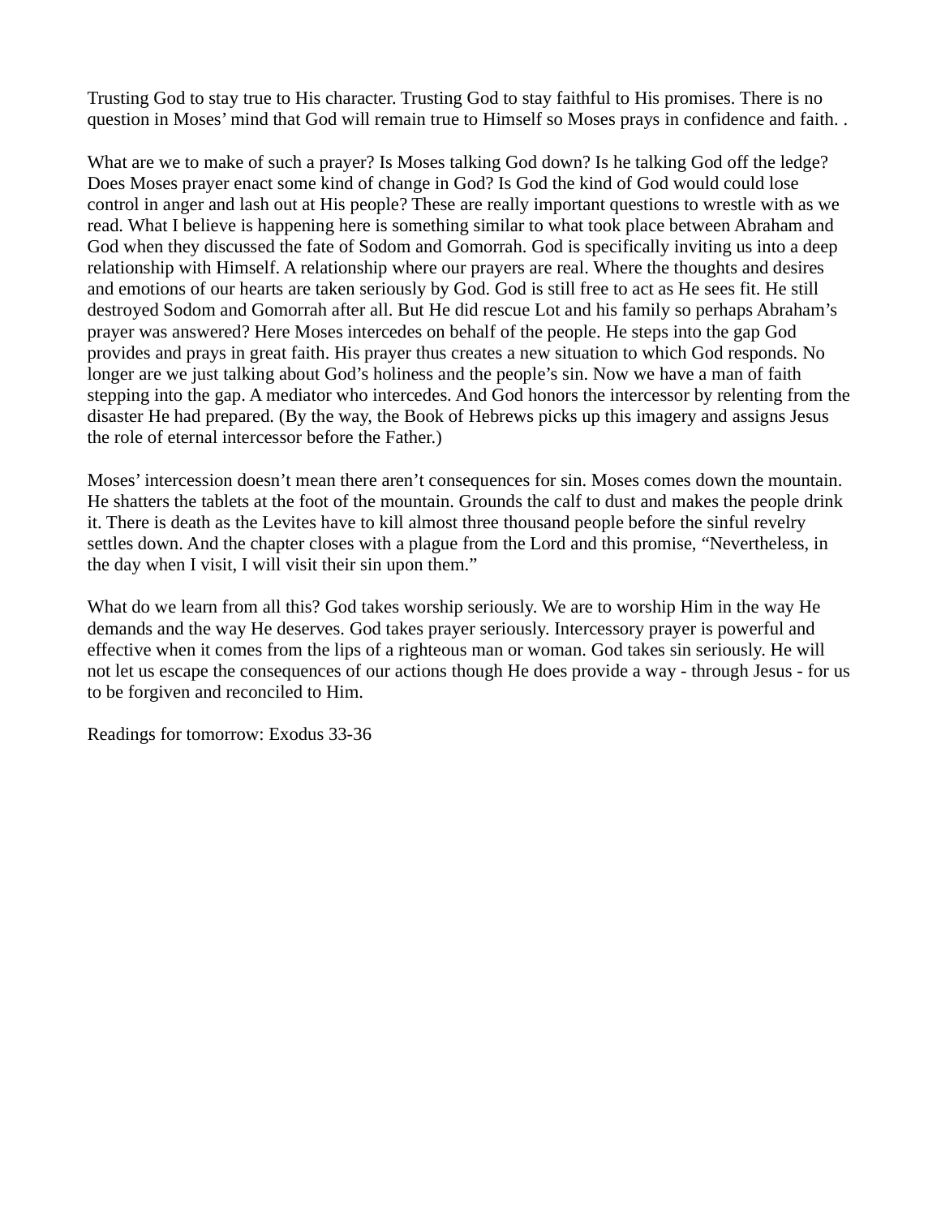Trusting God to stay true to His character. Trusting God to stay faithful to His promises. There is no question in Moses' mind that God will remain true to Himself so Moses prays in confidence and faith. .

What are we to make of such a prayer? Is Moses talking God down? Is he talking God off the ledge? Does Moses prayer enact some kind of change in God? Is God the kind of God would could lose control in anger and lash out at His people? These are really important questions to wrestle with as we read. What I believe is happening here is something similar to what took place between Abraham and God when they discussed the fate of Sodom and Gomorrah. God is specifically inviting us into a deep relationship with Himself. A relationship where our prayers are real. Where the thoughts and desires and emotions of our hearts are taken seriously by God. God is still free to act as He sees fit. He still destroyed Sodom and Gomorrah after all. But He did rescue Lot and his family so perhaps Abraham's prayer was answered? Here Moses intercedes on behalf of the people. He steps into the gap God provides and prays in great faith. His prayer thus creates a new situation to which God responds. No longer are we just talking about God's holiness and the people's sin. Now we have a man of faith stepping into the gap. A mediator who intercedes. And God honors the intercessor by relenting from the disaster He had prepared. (By the way, the Book of Hebrews picks up this imagery and assigns Jesus the role of eternal intercessor before the Father.)

Moses' intercession doesn't mean there aren't consequences for sin. Moses comes down the mountain. He shatters the tablets at the foot of the mountain. Grounds the calf to dust and makes the people drink it. There is death as the Levites have to kill almost three thousand people before the sinful revelry settles down. And the chapter closes with a plague from the Lord and this promise, "Nevertheless, in the day when I visit, I will visit their sin upon them."

What do we learn from all this? God takes worship seriously. We are to worship Him in the way He demands and the way He deserves. God takes prayer seriously. Intercessory prayer is powerful and effective when it comes from the lips of a righteous man or woman. God takes sin seriously. He will not let us escape the consequences of our actions though He does provide a way - through Jesus - for us to be forgiven and reconciled to Him.

Readings for tomorrow: Exodus 33-36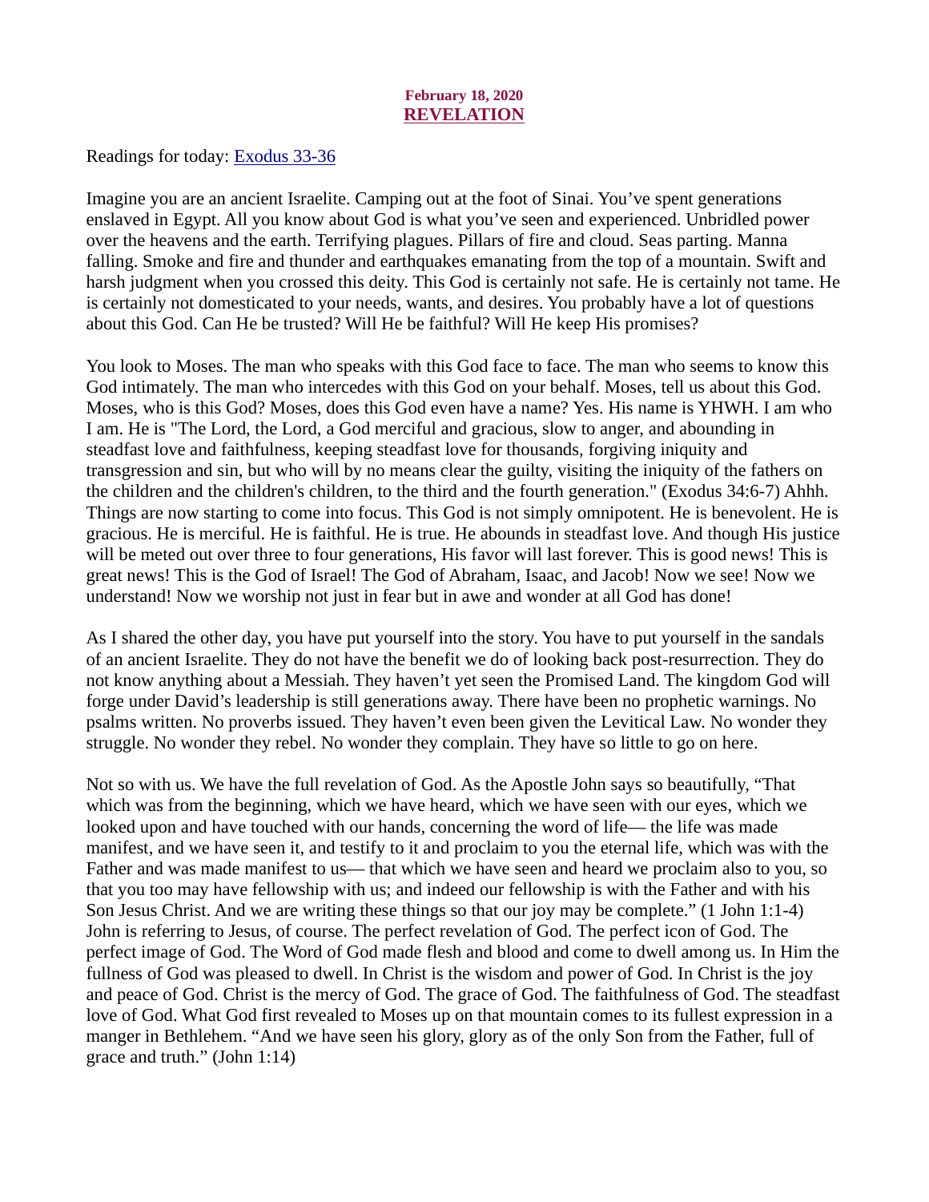**February 18, 2020**
**REVELATION**

Readings for today: [Exodus 33-36]

Imagine you are an ancient Israelite. Camping out at the foot of Sinai. You've spent generations enslaved in Egypt. All you know about God is what you've seen and experienced. Unbridled power over the heavens and the earth. Terrifying plagues. Pillars of fire and cloud. Seas parting. Manna falling. Smoke and fire and thunder and earthquakes emanating from the top of a mountain. Swift and harsh judgment when you crossed this deity. This God is certainly not safe. He is certainly not tame. He is certainly not domesticated to your needs, wants, and desires. You probably have a lot of questions about this God. Can He be trusted? Will He be faithful? Will He keep His promises?

You look to Moses. The man who speaks with this God face to face. The man who seems to know this God intimately. The man who intercedes with this God on your behalf. Moses, tell us about this God. Moses, who is this God? Moses, does this God even have a name? Yes. His name is YHWH. I am who I am. He is "The Lord, the Lord, a God merciful and gracious, slow to anger, and abounding in steadfast love and faithfulness, keeping steadfast love for thousands, forgiving iniquity and transgression and sin, but who will by no means clear the guilty, visiting the iniquity of the fathers on the children and the children's children, to the third and the fourth generation." (Exodus 34:6-7) Ahhh. Things are now starting to come into focus. This God is not simply omnipotent. He is benevolent. He is gracious. He is merciful. He is faithful. He is true. He abounds in steadfast love. And though His justice will be meted out over three to four generations, His favor will last forever. This is good news! This is great news! This is the God of Israel! The God of Abraham, Isaac, and Jacob! Now we see! Now we understand! Now we worship not just in fear but in awe and wonder at all God has done!

As I shared the other day, you have put yourself into the story. You have to put yourself in the sandals of an ancient Israelite. They do not have the benefit we do of looking back post-resurrection. They do not know anything about a Messiah. They haven't yet seen the Promised Land. The kingdom God will forge under David's leadership is still generations away. There have been no prophetic warnings. No psalms written. No proverbs issued. They haven't even been given the Levitical Law. No wonder they struggle. No wonder they rebel. No wonder they complain. They have so little to go on here.

Not so with us. We have the full revelation of God. As the Apostle John says so beautifully, "That which was from the beginning, which we have heard, which we have seen with our eyes, which we looked upon and have touched with our hands, concerning the word of life— the life was made manifest, and we have seen it, and testify to it and proclaim to you the eternal life, which was with the Father and was made manifest to us— that which we have seen and heard we proclaim also to you, so that you too may have fellowship with us; and indeed our fellowship is with the Father and with his Son Jesus Christ. And we are writing these things so that our joy may be complete." (1 John 1:1-4) John is referring to Jesus, of course. The perfect revelation of God. The perfect icon of God. The perfect image of God. The Word of God made flesh and blood and come to dwell among us. In Him the fullness of God was pleased to dwell. In Christ is the wisdom and power of God. In Christ is the joy and peace of God. Christ is the mercy of God. The grace of God. The faithfulness of God. The steadfast love of God. What God first revealed to Moses up on that mountain comes to its fullest expression in a manger in Bethlehem. "And we have seen his glory, glory as of the only Son from the Father, full of grace and truth." (John 1:14)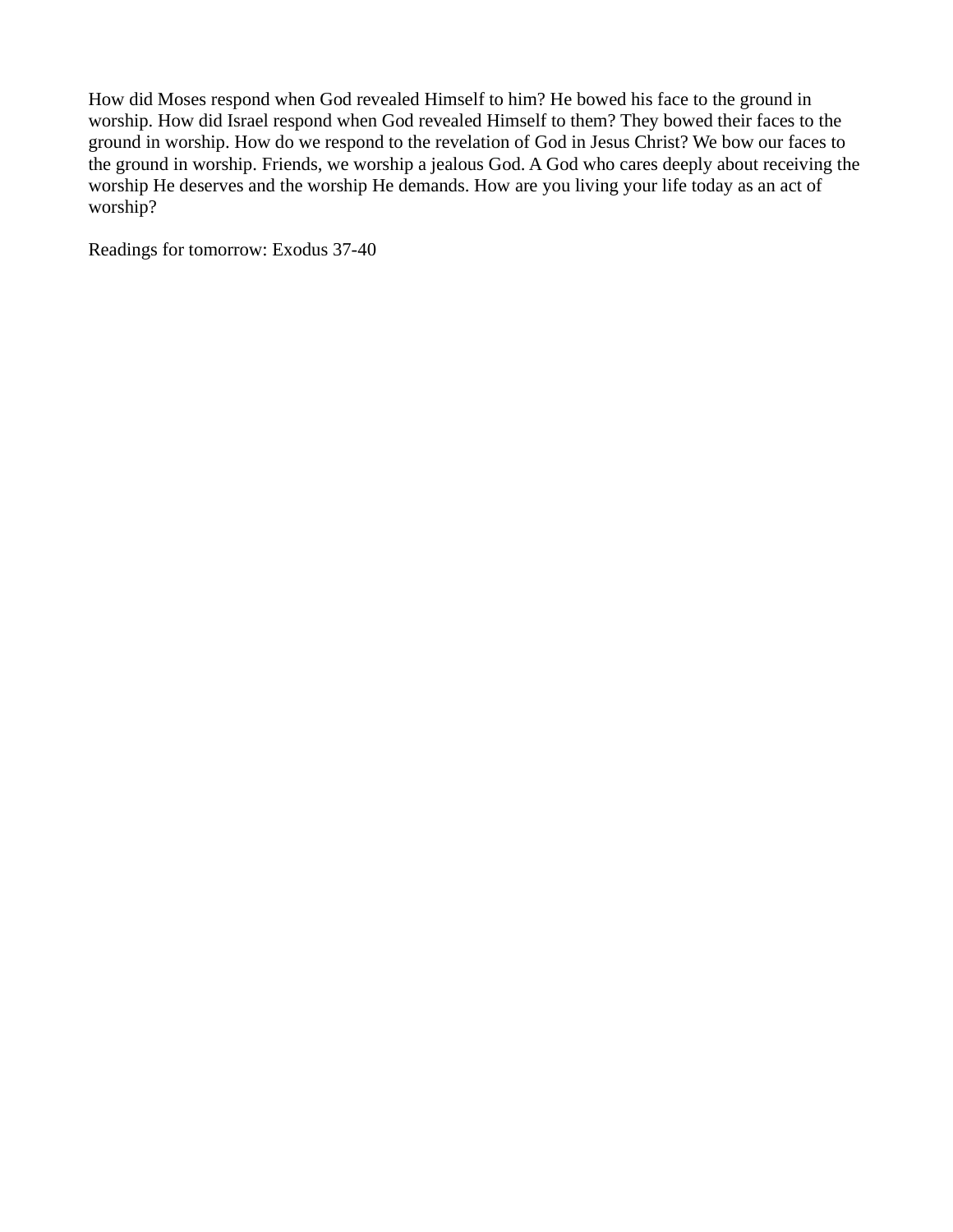How did Moses respond when God revealed Himself to him? He bowed his face to the ground in worship. How did Israel respond when God revealed Himself to them? They bowed their faces to the ground in worship. How do we respond to the revelation of God in Jesus Christ? We bow our faces to the ground in worship. Friends, we worship a jealous God. A God who cares deeply about receiving the worship He deserves and the worship He demands. How are you living your life today as an act of worship?

Readings for tomorrow: Exodus 37-40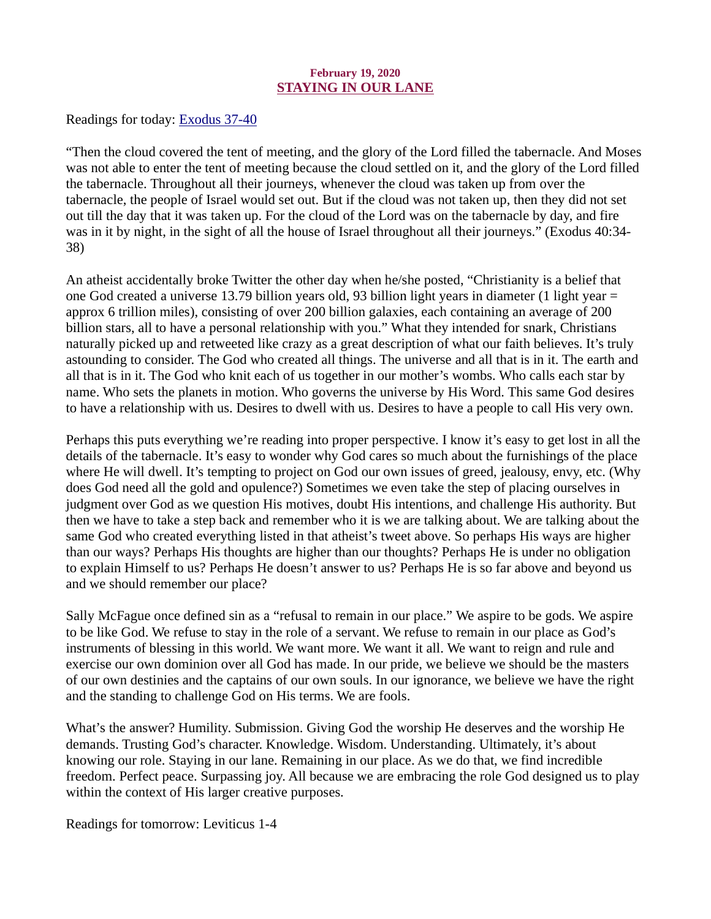**February 19, 2020**

## STAYING IN OUR LANE

Readings for today: Exodus 37-40

"Then the cloud covered the tent of meeting, and the glory of the Lord filled the tabernacle. And Moses was not able to enter the tent of meeting because the cloud settled on it, and the glory of the Lord filled the tabernacle. Throughout all their journeys, whenever the cloud was taken up from over the tabernacle, the people of Israel would set out. But if the cloud was not taken up, then they did not set out till the day that it was taken up. For the cloud of the Lord was on the tabernacle by day, and fire was in it by night, in the sight of all the house of Israel throughout all their journeys." (Exodus 40:34-38)

An atheist accidentally broke Twitter the other day when he/she posted, "Christianity is a belief that one God created a universe 13.79 billion years old, 93 billion light years in diameter (1 light year = approx 6 trillion miles), consisting of over 200 billion galaxies, each containing an average of 200 billion stars, all to have a personal relationship with you." What they intended for snark, Christians naturally picked up and retweeted like crazy as a great description of what our faith believes. It's truly astounding to consider. The God who created all things. The universe and all that is in it. The earth and all that is in it. The God who knit each of us together in our mother's wombs. Who calls each star by name. Who sets the planets in motion. Who governs the universe by His Word. This same God desires to have a relationship with us. Desires to dwell with us. Desires to have a people to call His very own.

Perhaps this puts everything we're reading into proper perspective. I know it's easy to get lost in all the details of the tabernacle. It's easy to wonder why God cares so much about the furnishings of the place where He will dwell. It's tempting to project on God our own issues of greed, jealousy, envy, etc. (Why does God need all the gold and opulence?) Sometimes we even take the step of placing ourselves in judgment over God as we question His motives, doubt His intentions, and challenge His authority. But then we have to take a step back and remember who it is we are talking about. We are talking about the same God who created everything listed in that atheist's tweet above. So perhaps His ways are higher than our ways? Perhaps His thoughts are higher than our thoughts? Perhaps He is under no obligation to explain Himself to us? Perhaps He doesn't answer to us? Perhaps He is so far above and beyond us and we should remember our place?

Sally McFague once defined sin as a "refusal to remain in our place." We aspire to be gods. We aspire to be like God. We refuse to stay in the role of a servant. We refuse to remain in our place as God's instruments of blessing in this world. We want more. We want it all. We want to reign and rule and exercise our own dominion over all God has made. In our pride, we believe we should be the masters of our own destinies and the captains of our own souls. In our ignorance, we believe we have the right and the standing to challenge God on His terms. We are fools.

What's the answer? Humility. Submission. Giving God the worship He deserves and the worship He demands. Trusting God's character. Knowledge. Wisdom. Understanding. Ultimately, it's about knowing our role. Staying in our lane. Remaining in our place. As we do that, we find incredible freedom. Perfect peace. Surpassing joy. All because we are embracing the role God designed us to play within the context of His larger creative purposes.

Readings for tomorrow: Leviticus 1-4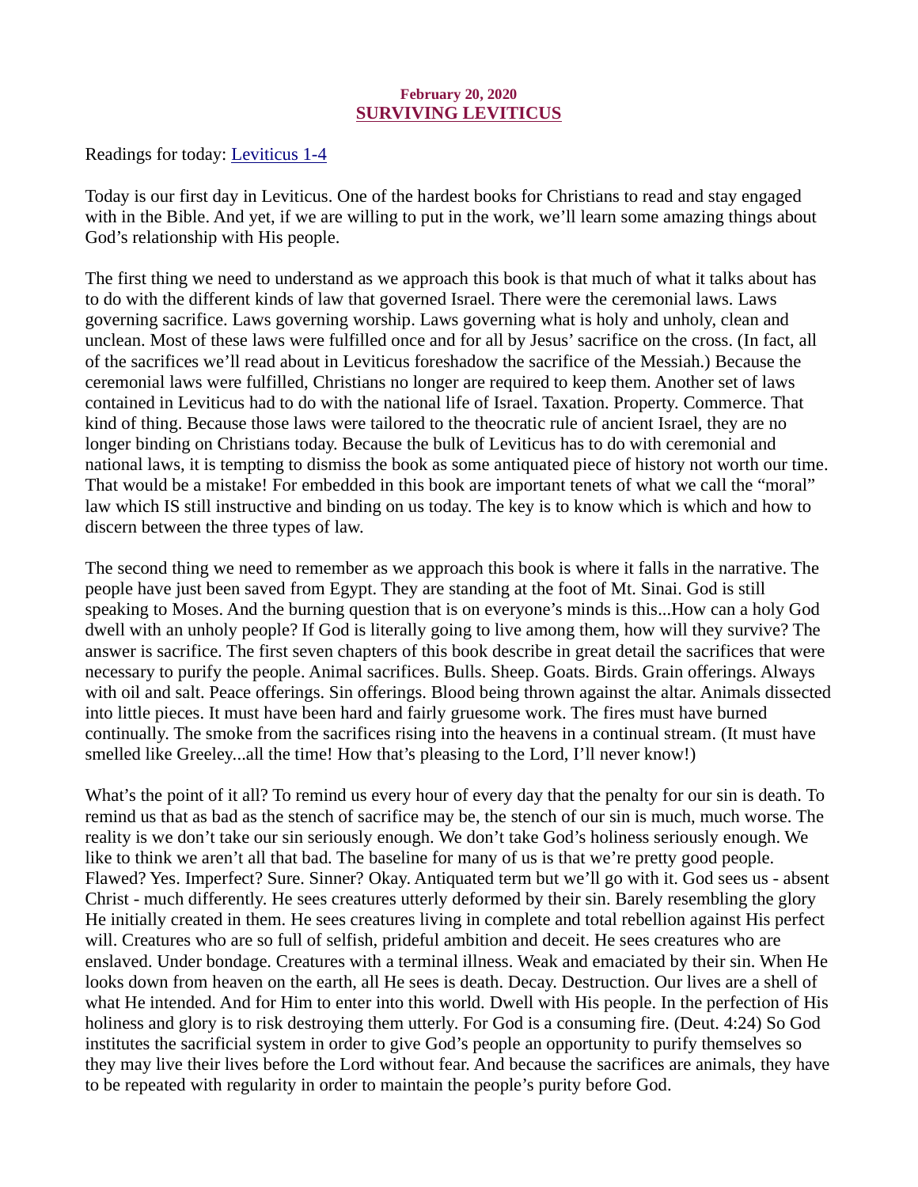**February 20, 2020**

## SURVIVING LEVITICUS

Readings for today: Leviticus 1-4

Today is our first day in Leviticus. One of the hardest books for Christians to read and stay engaged with in the Bible. And yet, if we are willing to put in the work, we'll learn some amazing things about God's relationship with His people.

The first thing we need to understand as we approach this book is that much of what it talks about has to do with the different kinds of law that governed Israel. There were the ceremonial laws. Laws governing sacrifice. Laws governing worship. Laws governing what is holy and unholy, clean and unclean. Most of these laws were fulfilled once and for all by Jesus' sacrifice on the cross. (In fact, all of the sacrifices we'll read about in Leviticus foreshadow the sacrifice of the Messiah.) Because the ceremonial laws were fulfilled, Christians no longer are required to keep them. Another set of laws contained in Leviticus had to do with the national life of Israel. Taxation. Property. Commerce. That kind of thing. Because those laws were tailored to the theocratic rule of ancient Israel, they are no longer binding on Christians today. Because the bulk of Leviticus has to do with ceremonial and national laws, it is tempting to dismiss the book as some antiquated piece of history not worth our time. That would be a mistake! For embedded in this book are important tenets of what we call the "moral" law which IS still instructive and binding on us today. The key is to know which is which and how to discern between the three types of law.

The second thing we need to remember as we approach this book is where it falls in the narrative. The people have just been saved from Egypt. They are standing at the foot of Mt. Sinai. God is still speaking to Moses. And the burning question that is on everyone's minds is this...How can a holy God dwell with an unholy people? If God is literally going to live among them, how will they survive? The answer is sacrifice. The first seven chapters of this book describe in great detail the sacrifices that were necessary to purify the people. Animal sacrifices. Bulls. Sheep. Goats. Birds. Grain offerings. Always with oil and salt. Peace offerings. Sin offerings. Blood being thrown against the altar. Animals dissected into little pieces. It must have been hard and fairly gruesome work. The fires must have burned continually. The smoke from the sacrifices rising into the heavens in a continual stream. (It must have smelled like Greeley...all the time! How that's pleasing to the Lord, I'll never know!)

What's the point of it all? To remind us every hour of every day that the penalty for our sin is death. To remind us that as bad as the stench of sacrifice may be, the stench of our sin is much, much worse. The reality is we don't take our sin seriously enough. We don't take God's holiness seriously enough. We like to think we aren't all that bad. The baseline for many of us is that we're pretty good people. Flawed? Yes. Imperfect? Sure. Sinner? Okay. Antiquated term but we'll go with it. God sees us - absent Christ - much differently. He sees creatures utterly deformed by their sin. Barely resembling the glory He initially created in them. He sees creatures living in complete and total rebellion against His perfect will. Creatures who are so full of selfish, prideful ambition and deceit. He sees creatures who are enslaved. Under bondage. Creatures with a terminal illness. Weak and emaciated by their sin. When He looks down from heaven on the earth, all He sees is death. Decay. Destruction. Our lives are a shell of what He intended. And for Him to enter into this world. Dwell with His people. In the perfection of His holiness and glory is to risk destroying them utterly. For God is a consuming fire. (Deut. 4:24) So God institutes the sacrificial system in order to give God's people an opportunity to purify themselves so they may live their lives before the Lord without fear. And because the sacrifices are animals, they have to be repeated with regularity in order to maintain the people's purity before God.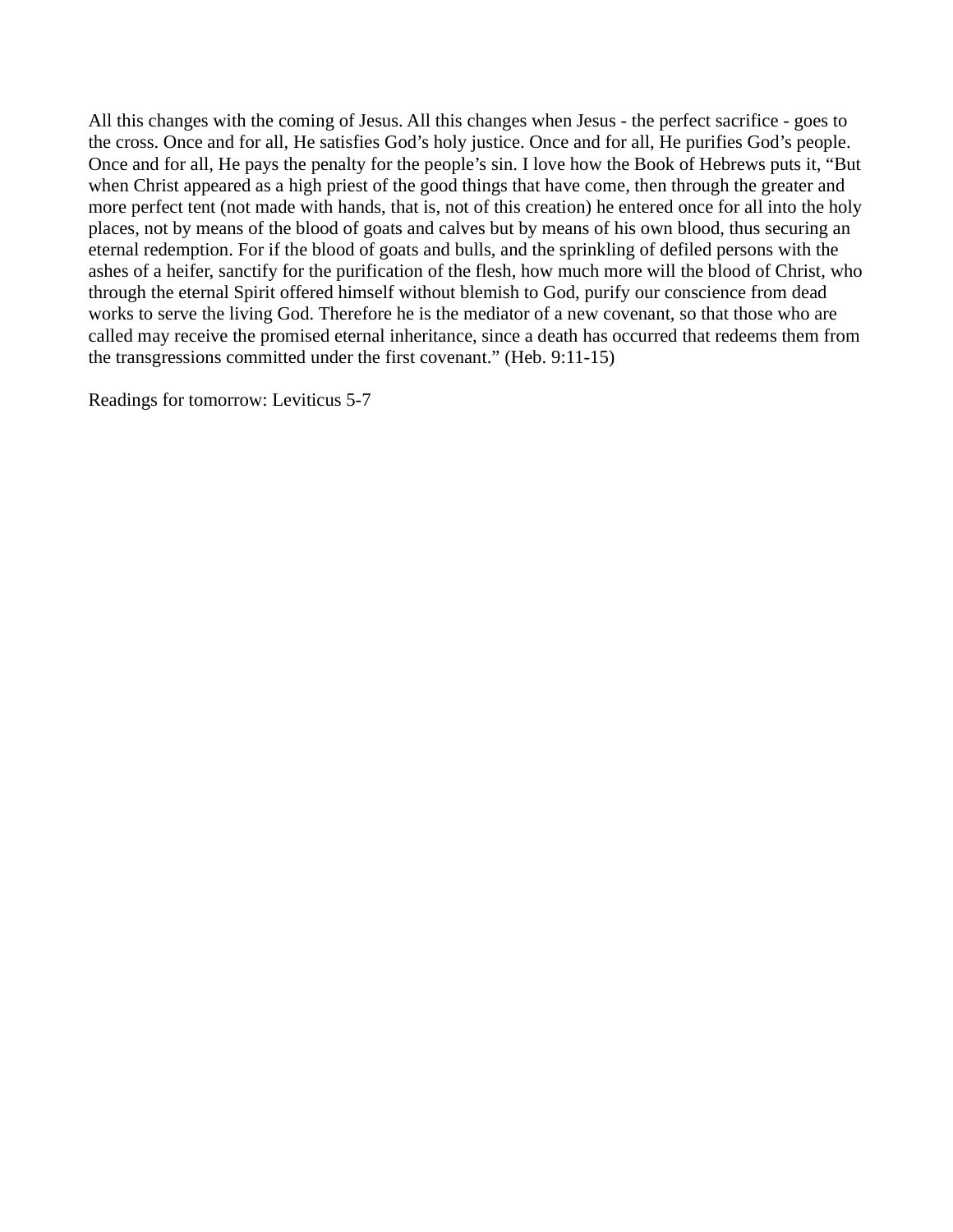All this changes with the coming of Jesus. All this changes when Jesus - the perfect sacrifice - goes to the cross. Once and for all, He satisfies God's holy justice. Once and for all, He purifies God's people. Once and for all, He pays the penalty for the people's sin. I love how the Book of Hebrews puts it, "But when Christ appeared as a high priest of the good things that have come, then through the greater and more perfect tent (not made with hands, that is, not of this creation) he entered once for all into the holy places, not by means of the blood of goats and calves but by means of his own blood, thus securing an eternal redemption. For if the blood of goats and bulls, and the sprinkling of defiled persons with the ashes of a heifer, sanctify for the purification of the flesh, how much more will the blood of Christ, who through the eternal Spirit offered himself without blemish to God, purify our conscience from dead works to serve the living God. Therefore he is the mediator of a new covenant, so that those who are called may receive the promised eternal inheritance, since a death has occurred that redeems them from the transgressions committed under the first covenant." (Heb. 9:11-15)

Readings for tomorrow: Leviticus 5-7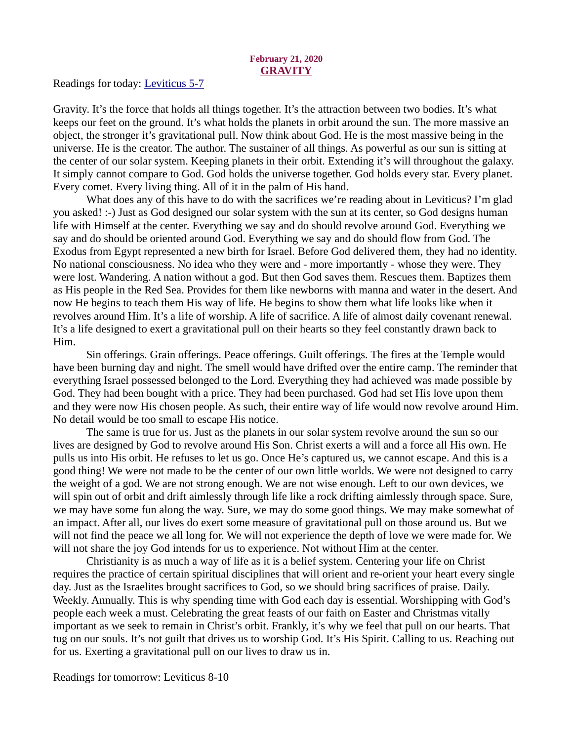**February 21, 2020**

## GRAVITY

Readings for today: Leviticus 5-7

Gravity. It's the force that holds all things together. It's the attraction between two bodies. It's what keeps our feet on the ground. It's what holds the planets in orbit around the sun. The more massive an object, the stronger it's gravitational pull. Now think about God. He is the most massive being in the universe. He is the creator. The author. The sustainer of all things. As powerful as our sun is sitting at the center of our solar system. Keeping planets in their orbit. Extending it's will throughout the galaxy. It simply cannot compare to God. God holds the universe together. God holds every star. Every planet. Every comet. Every living thing. All of it in the palm of His hand.

What does any of this have to do with the sacrifices we're reading about in Leviticus? I'm glad you asked! :-) Just as God designed our solar system with the sun at its center, so God designs human life with Himself at the center. Everything we say and do should revolve around God. Everything we say and do should be oriented around God. Everything we say and do should flow from God. The Exodus from Egypt represented a new birth for Israel. Before God delivered them, they had no identity. No national consciousness. No idea who they were and - more importantly - whose they were. They were lost. Wandering. A nation without a god. But then God saves them. Rescues them. Baptizes them as His people in the Red Sea. Provides for them like newborns with manna and water in the desert. And now He begins to teach them His way of life. He begins to show them what life looks like when it revolves around Him. It's a life of worship. A life of sacrifice. A life of almost daily covenant renewal. It's a life designed to exert a gravitational pull on their hearts so they feel constantly drawn back to Him.

Sin offerings. Grain offerings. Peace offerings. Guilt offerings. The fires at the Temple would have been burning day and night. The smell would have drifted over the entire camp. The reminder that everything Israel possessed belonged to the Lord. Everything they had achieved was made possible by God. They had been bought with a price. They had been purchased. God had set His love upon them and they were now His chosen people. As such, their entire way of life would now revolve around Him. No detail would be too small to escape His notice.

The same is true for us. Just as the planets in our solar system revolve around the sun so our lives are designed by God to revolve around His Son. Christ exerts a will and a force all His own. He pulls us into His orbit. He refuses to let us go. Once He's captured us, we cannot escape. And this is a good thing! We were not made to be the center of our own little worlds. We were not designed to carry the weight of a god. We are not strong enough. We are not wise enough. Left to our own devices, we will spin out of orbit and drift aimlessly through life like a rock drifting aimlessly through space. Sure, we may have some fun along the way. Sure, we may do some good things. We may make somewhat of an impact. After all, our lives do exert some measure of gravitational pull on those around us. But we will not find the peace we all long for. We will not experience the depth of love we were made for. We will not share the joy God intends for us to experience. Not without Him at the center.

Christianity is as much a way of life as it is a belief system. Centering your life on Christ requires the practice of certain spiritual disciplines that will orient and re-orient your heart every single day. Just as the Israelites brought sacrifices to God, so we should bring sacrifices of praise. Daily. Weekly. Annually. This is why spending time with God each day is essential. Worshipping with God's people each week a must. Celebrating the great feasts of our faith on Easter and Christmas vitally important as we seek to remain in Christ's orbit. Frankly, it's why we feel that pull on our hearts. That tug on our souls. It's not guilt that drives us to worship God. It's His Spirit. Calling to us. Reaching out for us. Exerting a gravitational pull on our lives to draw us in.

Readings for tomorrow: Leviticus 8-10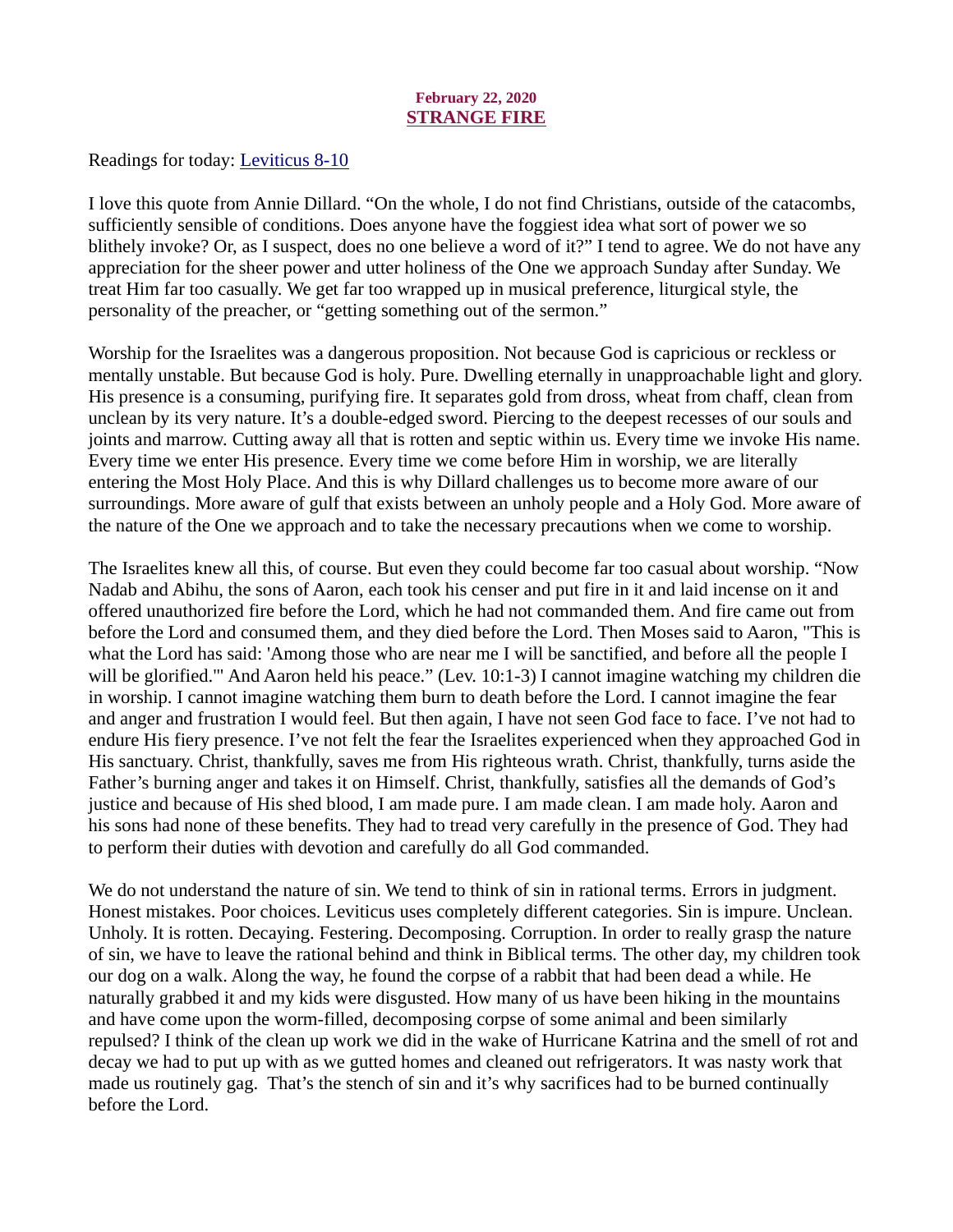**February 22, 2020**
## STRANGE FIRE

Readings for today: [Leviticus 8-10]

I love this quote from Annie Dillard. "On the whole, I do not find Christians, outside of the catacombs, sufficiently sensible of conditions. Does anyone have the foggiest idea what sort of power we so blithely invoke? Or, as I suspect, does no one believe a word of it?" I tend to agree. We do not have any appreciation for the sheer power and utter holiness of the One we approach Sunday after Sunday. We treat Him far too casually. We get far too wrapped up in musical preference, liturgical style, the personality of the preacher, or "getting something out of the sermon."

Worship for the Israelites was a dangerous proposition. Not because God is capricious or reckless or mentally unstable. But because God is holy. Pure. Dwelling eternally in unapproachable light and glory. His presence is a consuming, purifying fire. It separates gold from dross, wheat from chaff, clean from unclean by its very nature. It's a double-edged sword. Piercing to the deepest recesses of our souls and joints and marrow. Cutting away all that is rotten and septic within us. Every time we invoke His name. Every time we enter His presence. Every time we come before Him in worship, we are literally entering the Most Holy Place. And this is why Dillard challenges us to become more aware of our surroundings. More aware of gulf that exists between an unholy people and a Holy God. More aware of the nature of the One we approach and to take the necessary precautions when we come to worship.

The Israelites knew all this, of course. But even they could become far too casual about worship. "Now Nadab and Abihu, the sons of Aaron, each took his censer and put fire in it and laid incense on it and offered unauthorized fire before the Lord, which he had not commanded them. And fire came out from before the Lord and consumed them, and they died before the Lord. Then Moses said to Aaron, "This is what the Lord has said: 'Among those who are near me I will be sanctified, and before all the people I will be glorified.'" And Aaron held his peace." (Lev. 10:1-3) I cannot imagine watching my children die in worship. I cannot imagine watching them burn to death before the Lord. I cannot imagine the fear and anger and frustration I would feel. But then again, I have not seen God face to face. I've not had to endure His fiery presence. I've not felt the fear the Israelites experienced when they approached God in His sanctuary. Christ, thankfully, saves me from His righteous wrath. Christ, thankfully, turns aside the Father's burning anger and takes it on Himself. Christ, thankfully, satisfies all the demands of God's justice and because of His shed blood, I am made pure. I am made clean. I am made holy. Aaron and his sons had none of these benefits. They had to tread very carefully in the presence of God. They had to perform their duties with devotion and carefully do all God commanded.

We do not understand the nature of sin. We tend to think of sin in rational terms. Errors in judgment. Honest mistakes. Poor choices. Leviticus uses completely different categories. Sin is impure. Unclean. Unholy. It is rotten. Decaying. Festering. Decomposing. Corruption. In order to really grasp the nature of sin, we have to leave the rational behind and think in Biblical terms. The other day, my children took our dog on a walk. Along the way, he found the corpse of a rabbit that had been dead a while. He naturally grabbed it and my kids were disgusted. How many of us have been hiking in the mountains and have come upon the worm-filled, decomposing corpse of some animal and been similarly repulsed? I think of the clean up work we did in the wake of Hurricane Katrina and the smell of rot and decay we had to put up with as we gutted homes and cleaned out refrigerators. It was nasty work that made us routinely gag. That's the stench of sin and it's why sacrifices had to be burned continually before the Lord.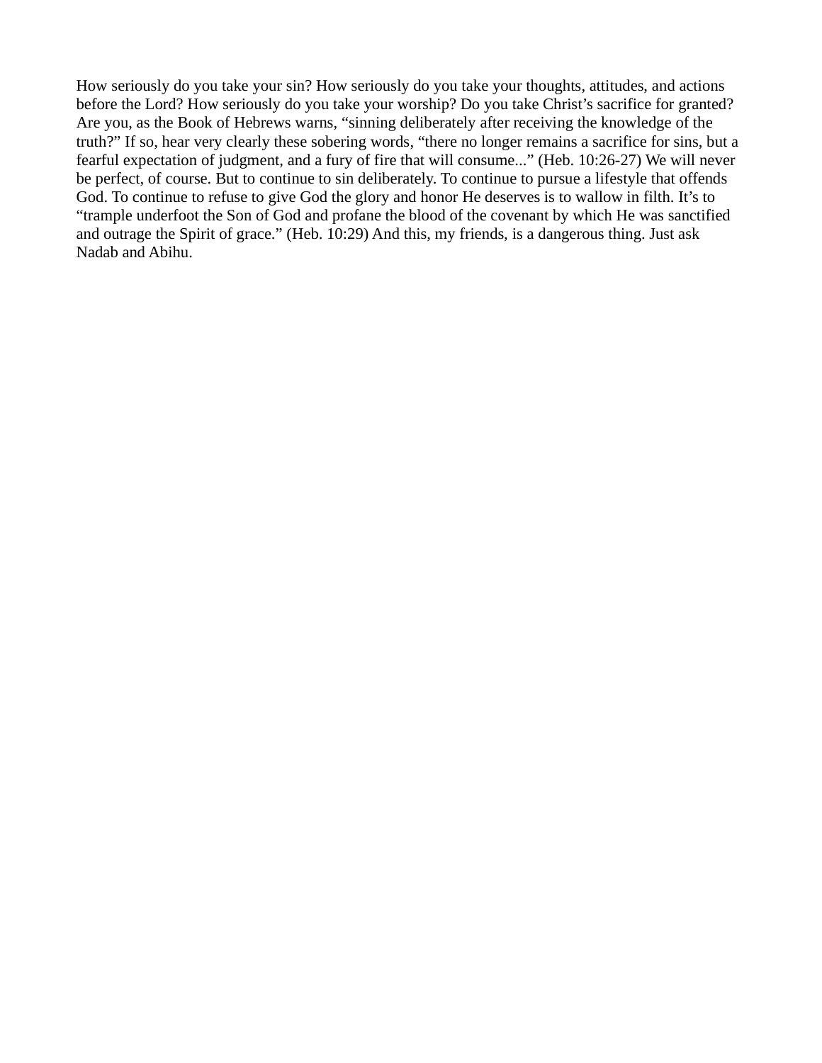How seriously do you take your sin? How seriously do you take your thoughts, attitudes, and actions before the Lord? How seriously do you take your worship? Do you take Christ's sacrifice for granted? Are you, as the Book of Hebrews warns, "sinning deliberately after receiving the knowledge of the truth?" If so, hear very clearly these sobering words, "there no longer remains a sacrifice for sins, but a fearful expectation of judgment, and a fury of fire that will consume..." (Heb. 10:26-27) We will never be perfect, of course. But to continue to sin deliberately. To continue to pursue a lifestyle that offends God. To continue to refuse to give God the glory and honor He deserves is to wallow in filth. It's to "trample underfoot the Son of God and profane the blood of the covenant by which He was sanctified and outrage the Spirit of grace." (Heb. 10:29) And this, my friends, is a dangerous thing. Just ask Nadab and Abihu.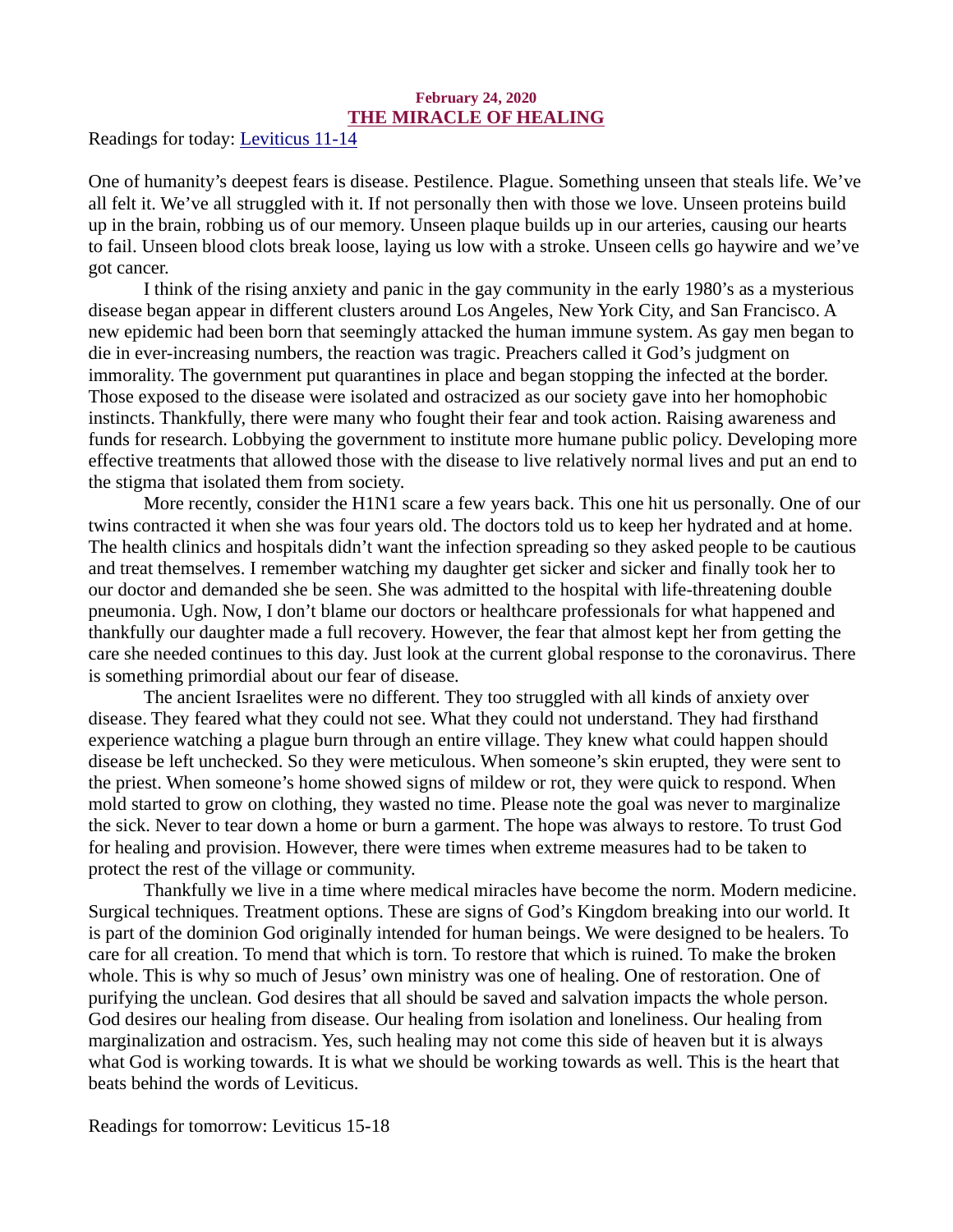**February 24, 2020**

## THE MIRACLE OF HEALING

Readings for today: [Leviticus 11-14]

One of humanity's deepest fears is disease. Pestilence. Plague. Something unseen that steals life. We've all felt it. We've all struggled with it. If not personally then with those we love. Unseen proteins build up in the brain, robbing us of our memory. Unseen plaque builds up in our arteries, causing our hearts to fail. Unseen blood clots break loose, laying us low with a stroke. Unseen cells go haywire and we've got cancer.

I think of the rising anxiety and panic in the gay community in the early 1980's as a mysterious disease began appear in different clusters around Los Angeles, New York City, and San Francisco. A new epidemic had been born that seemingly attacked the human immune system. As gay men began to die in ever-increasing numbers, the reaction was tragic. Preachers called it God's judgment on immorality. The government put quarantines in place and began stopping the infected at the border. Those exposed to the disease were isolated and ostracized as our society gave into her homophobic instincts. Thankfully, there were many who fought their fear and took action. Raising awareness and funds for research. Lobbying the government to institute more humane public policy. Developing more effective treatments that allowed those with the disease to live relatively normal lives and put an end to the stigma that isolated them from society.

More recently, consider the H1N1 scare a few years back. This one hit us personally. One of our twins contracted it when she was four years old. The doctors told us to keep her hydrated and at home. The health clinics and hospitals didn't want the infection spreading so they asked people to be cautious and treat themselves. I remember watching my daughter get sicker and sicker and finally took her to our doctor and demanded she be seen. She was admitted to the hospital with life-threatening double pneumonia. Ugh. Now, I don't blame our doctors or healthcare professionals for what happened and thankfully our daughter made a full recovery. However, the fear that almost kept her from getting the care she needed continues to this day. Just look at the current global response to the coronavirus. There is something primordial about our fear of disease.

The ancient Israelites were no different. They too struggled with all kinds of anxiety over disease. They feared what they could not see. What they could not understand. They had firsthand experience watching a plague burn through an entire village. They knew what could happen should disease be left unchecked. So they were meticulous. When someone's skin erupted, they were sent to the priest. When someone's home showed signs of mildew or rot, they were quick to respond. When mold started to grow on clothing, they wasted no time. Please note the goal was never to marginalize the sick. Never to tear down a home or burn a garment. The hope was always to restore. To trust God for healing and provision. However, there were times when extreme measures had to be taken to protect the rest of the village or community.

Thankfully we live in a time where medical miracles have become the norm. Modern medicine. Surgical techniques. Treatment options. These are signs of God's Kingdom breaking into our world. It is part of the dominion God originally intended for human beings. We were designed to be healers. To care for all creation. To mend that which is torn. To restore that which is ruined. To make the broken whole. This is why so much of Jesus' own ministry was one of healing. One of restoration. One of purifying the unclean. God desires that all should be saved and salvation impacts the whole person. God desires our healing from disease. Our healing from isolation and loneliness. Our healing from marginalization and ostracism. Yes, such healing may not come this side of heaven but it is always what God is working towards. It is what we should be working towards as well. This is the heart that beats behind the words of Leviticus.

Readings for tomorrow: Leviticus 15-18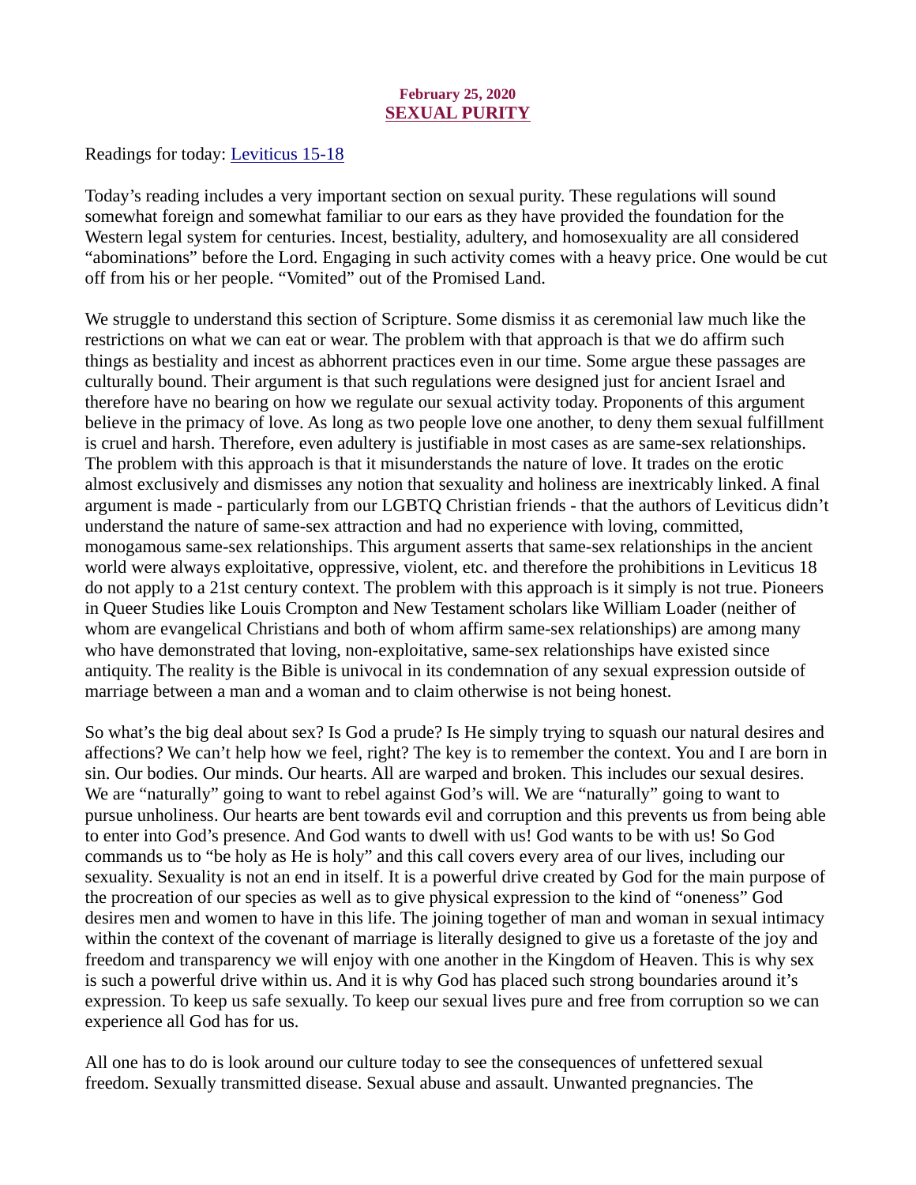February 25, 2020

## SEXUAL PURITY

Readings for today: Leviticus 15-18

Today's reading includes a very important section on sexual purity. These regulations will sound somewhat foreign and somewhat familiar to our ears as they have provided the foundation for the Western legal system for centuries. Incest, bestiality, adultery, and homosexuality are all considered "abominations" before the Lord. Engaging in such activity comes with a heavy price. One would be cut off from his or her people. "Vomited" out of the Promised Land.

We struggle to understand this section of Scripture. Some dismiss it as ceremonial law much like the restrictions on what we can eat or wear. The problem with that approach is that we do affirm such things as bestiality and incest as abhorrent practices even in our time. Some argue these passages are culturally bound. Their argument is that such regulations were designed just for ancient Israel and therefore have no bearing on how we regulate our sexual activity today. Proponents of this argument believe in the primacy of love. As long as two people love one another, to deny them sexual fulfillment is cruel and harsh. Therefore, even adultery is justifiable in most cases as are same-sex relationships. The problem with this approach is that it misunderstands the nature of love. It trades on the erotic almost exclusively and dismisses any notion that sexuality and holiness are inextricably linked. A final argument is made - particularly from our LGBTQ Christian friends - that the authors of Leviticus didn't understand the nature of same-sex attraction and had no experience with loving, committed, monogamous same-sex relationships. This argument asserts that same-sex relationships in the ancient world were always exploitative, oppressive, violent, etc. and therefore the prohibitions in Leviticus 18 do not apply to a 21st century context. The problem with this approach is it simply is not true. Pioneers in Queer Studies like Louis Crompton and New Testament scholars like William Loader (neither of whom are evangelical Christians and both of whom affirm same-sex relationships) are among many who have demonstrated that loving, non-exploitative, same-sex relationships have existed since antiquity. The reality is the Bible is univocal in its condemnation of any sexual expression outside of marriage between a man and a woman and to claim otherwise is not being honest.

So what's the big deal about sex? Is God a prude? Is He simply trying to squash our natural desires and affections? We can't help how we feel, right? The key is to remember the context. You and I are born in sin. Our bodies. Our minds. Our hearts. All are warped and broken. This includes our sexual desires. We are "naturally" going to want to rebel against God's will. We are "naturally" going to want to pursue unholiness. Our hearts are bent towards evil and corruption and this prevents us from being able to enter into God's presence. And God wants to dwell with us! God wants to be with us! So God commands us to "be holy as He is holy" and this call covers every area of our lives, including our sexuality. Sexuality is not an end in itself. It is a powerful drive created by God for the main purpose of the procreation of our species as well as to give physical expression to the kind of "oneness" God desires men and women to have in this life. The joining together of man and woman in sexual intimacy within the context of the covenant of marriage is literally designed to give us a foretaste of the joy and freedom and transparency we will enjoy with one another in the Kingdom of Heaven. This is why sex is such a powerful drive within us. And it is why God has placed such strong boundaries around it's expression. To keep us safe sexually. To keep our sexual lives pure and free from corruption so we can experience all God has for us.

All one has to do is look around our culture today to see the consequences of unfettered sexual freedom. Sexually transmitted disease. Sexual abuse and assault. Unwanted pregnancies. The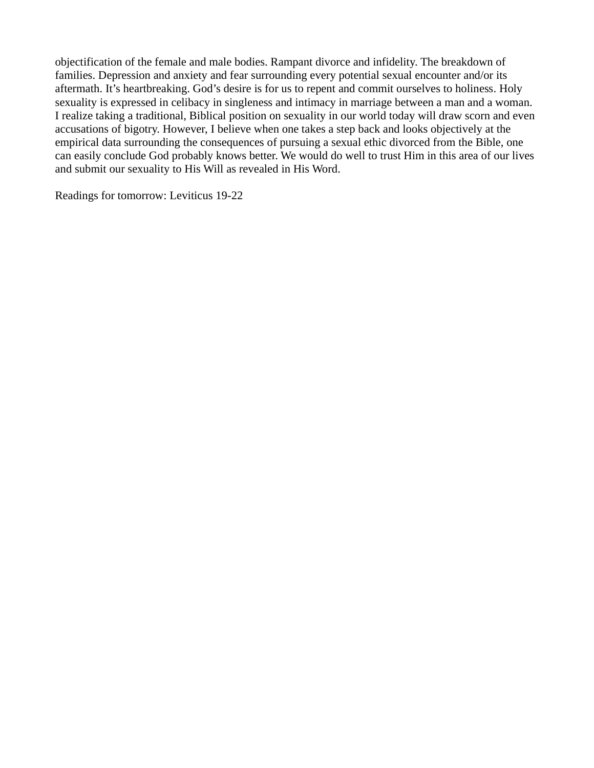objectification of the female and male bodies. Rampant divorce and infidelity. The breakdown of families. Depression and anxiety and fear surrounding every potential sexual encounter and/or its aftermath. It's heartbreaking. God's desire is for us to repent and commit ourselves to holiness. Holy sexuality is expressed in celibacy in singleness and intimacy in marriage between a man and a woman. I realize taking a traditional, Biblical position on sexuality in our world today will draw scorn and even accusations of bigotry. However, I believe when one takes a step back and looks objectively at the empirical data surrounding the consequences of pursuing a sexual ethic divorced from the Bible, one can easily conclude God probably knows better. We would do well to trust Him in this area of our lives and submit our sexuality to His Will as revealed in His Word.

Readings for tomorrow: Leviticus 19-22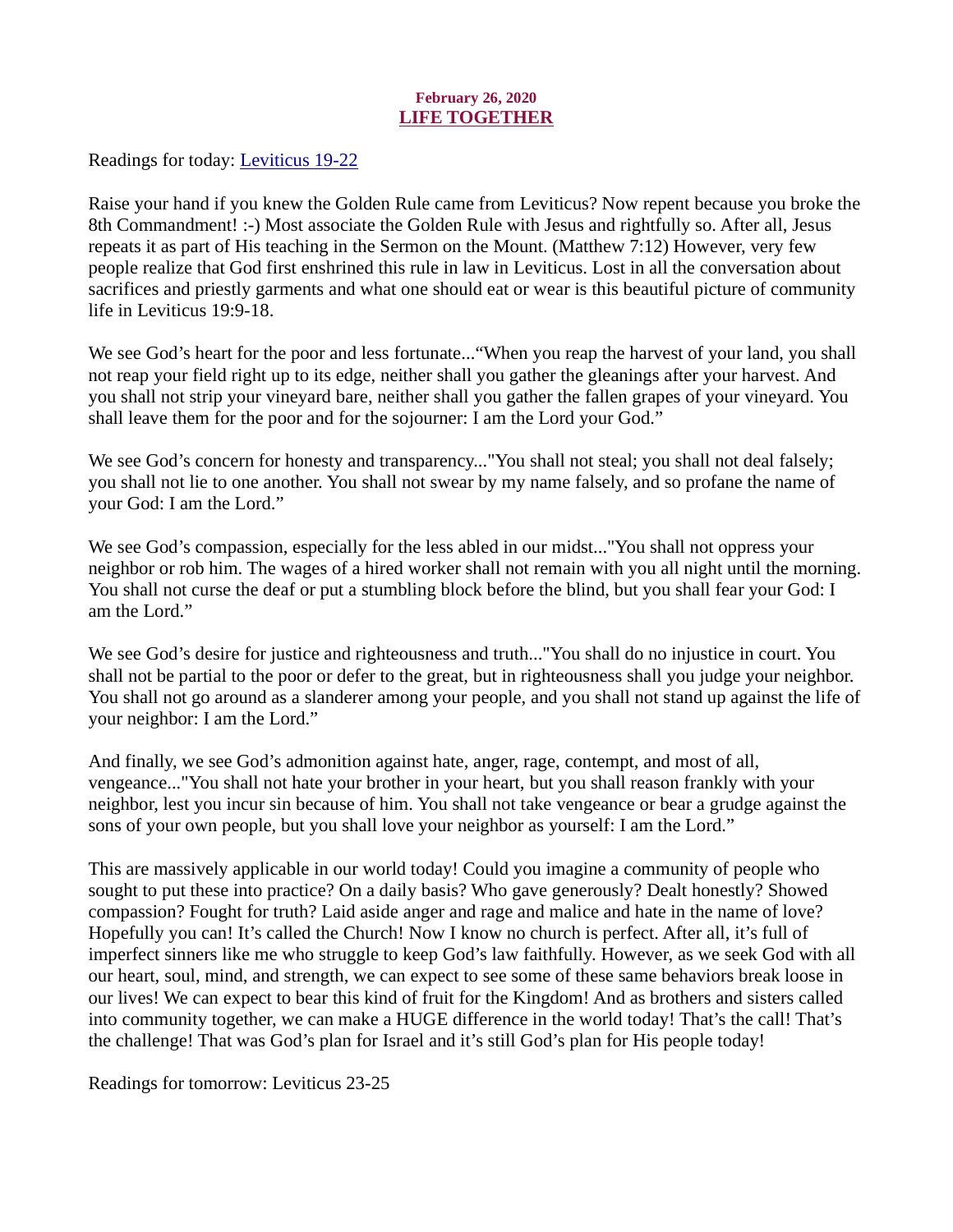**February 26, 2020**
## LIFE TOGETHER

Readings for today: Leviticus 19-22

Raise your hand if you knew the Golden Rule came from Leviticus? Now repent because you broke the 8th Commandment! :-) Most associate the Golden Rule with Jesus and rightfully so. After all, Jesus repeats it as part of His teaching in the Sermon on the Mount. (Matthew 7:12) However, very few people realize that God first enshrined this rule in law in Leviticus. Lost in all the conversation about sacrifices and priestly garments and what one should eat or wear is this beautiful picture of community life in Leviticus 19:9-18.

We see God's heart for the poor and less fortunate..."When you reap the harvest of your land, you shall not reap your field right up to its edge, neither shall you gather the gleanings after your harvest. And you shall not strip your vineyard bare, neither shall you gather the fallen grapes of your vineyard. You shall leave them for the poor and for the sojourner: I am the Lord your God."

We see God's concern for honesty and transparency..."You shall not steal; you shall not deal falsely; you shall not lie to one another. You shall not swear by my name falsely, and so profane the name of your God: I am the Lord."

We see God's compassion, especially for the less abled in our midst..."You shall not oppress your neighbor or rob him. The wages of a hired worker shall not remain with you all night until the morning. You shall not curse the deaf or put a stumbling block before the blind, but you shall fear your God: I am the Lord."

We see God's desire for justice and righteousness and truth..."You shall do no injustice in court. You shall not be partial to the poor or defer to the great, but in righteousness shall you judge your neighbor. You shall not go around as a slanderer among your people, and you shall not stand up against the life of your neighbor: I am the Lord."

And finally, we see God's admonition against hate, anger, rage, contempt, and most of all, vengeance..."You shall not hate your brother in your heart, but you shall reason frankly with your neighbor, lest you incur sin because of him. You shall not take vengeance or bear a grudge against the sons of your own people, but you shall love your neighbor as yourself: I am the Lord."

This are massively applicable in our world today! Could you imagine a community of people who sought to put these into practice? On a daily basis? Who gave generously? Dealt honestly? Showed compassion? Fought for truth? Laid aside anger and rage and malice and hate in the name of love? Hopefully you can! It's called the Church! Now I know no church is perfect. After all, it's full of imperfect sinners like me who struggle to keep God's law faithfully. However, as we seek God with all our heart, soul, mind, and strength, we can expect to see some of these same behaviors break loose in our lives! We can expect to bear this kind of fruit for the Kingdom! And as brothers and sisters called into community together, we can make a HUGE difference in the world today! That's the call! That's the challenge! That was God's plan for Israel and it's still God's plan for His people today!

Readings for tomorrow: Leviticus 23-25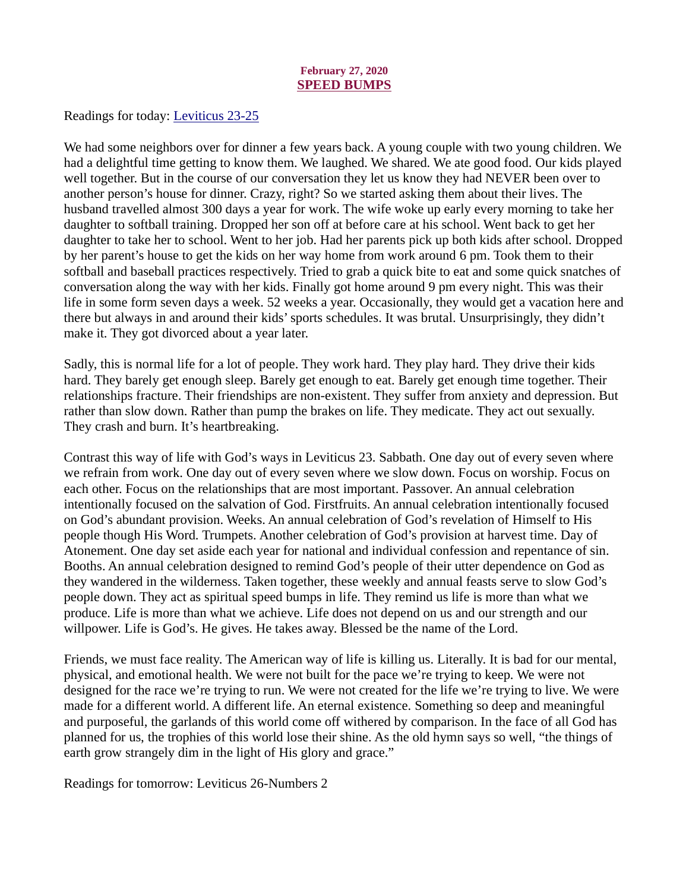**February 27, 2020**

## SPEED BUMPS

Readings for today: Leviticus 23-25

We had some neighbors over for dinner a few years back. A young couple with two young children. We had a delightful time getting to know them. We laughed. We shared. We ate good food. Our kids played well together. But in the course of our conversation they let us know they had NEVER been over to another person's house for dinner. Crazy, right? So we started asking them about their lives. The husband travelled almost 300 days a year for work. The wife woke up early every morning to take her daughter to softball training. Dropped her son off at before care at his school. Went back to get her daughter to take her to school. Went to her job. Had her parents pick up both kids after school. Dropped by her parent's house to get the kids on her way home from work around 6 pm. Took them to their softball and baseball practices respectively. Tried to grab a quick bite to eat and some quick snatches of conversation along the way with her kids. Finally got home around 9 pm every night. This was their life in some form seven days a week. 52 weeks a year. Occasionally, they would get a vacation here and there but always in and around their kids' sports schedules. It was brutal. Unsurprisingly, they didn't make it. They got divorced about a year later.

Sadly, this is normal life for a lot of people. They work hard. They play hard. They drive their kids hard. They barely get enough sleep. Barely get enough to eat. Barely get enough time together. Their relationships fracture. Their friendships are non-existent. They suffer from anxiety and depression. But rather than slow down. Rather than pump the brakes on life. They medicate. They act out sexually. They crash and burn. It's heartbreaking.

Contrast this way of life with God's ways in Leviticus 23. Sabbath. One day out of every seven where we refrain from work. One day out of every seven where we slow down. Focus on worship. Focus on each other. Focus on the relationships that are most important. Passover. An annual celebration intentionally focused on the salvation of God. Firstfruits. An annual celebration intentionally focused on God's abundant provision. Weeks. An annual celebration of God's revelation of Himself to His people though His Word. Trumpets. Another celebration of God's provision at harvest time. Day of Atonement. One day set aside each year for national and individual confession and repentance of sin. Booths. An annual celebration designed to remind God's people of their utter dependence on God as they wandered in the wilderness. Taken together, these weekly and annual feasts serve to slow God's people down. They act as spiritual speed bumps in life. They remind us life is more than what we produce. Life is more than what we achieve. Life does not depend on us and our strength and our willpower. Life is God's. He gives. He takes away. Blessed be the name of the Lord.

Friends, we must face reality. The American way of life is killing us. Literally. It is bad for our mental, physical, and emotional health. We were not built for the pace we're trying to keep. We were not designed for the race we're trying to run. We were not created for the life we're trying to live. We were made for a different world. A different life. An eternal existence. Something so deep and meaningful and purposeful, the garlands of this world come off withered by comparison. In the face of all God has planned for us, the trophies of this world lose their shine. As the old hymn says so well, "the things of earth grow strangely dim in the light of His glory and grace."

Readings for tomorrow: Leviticus 26-Numbers 2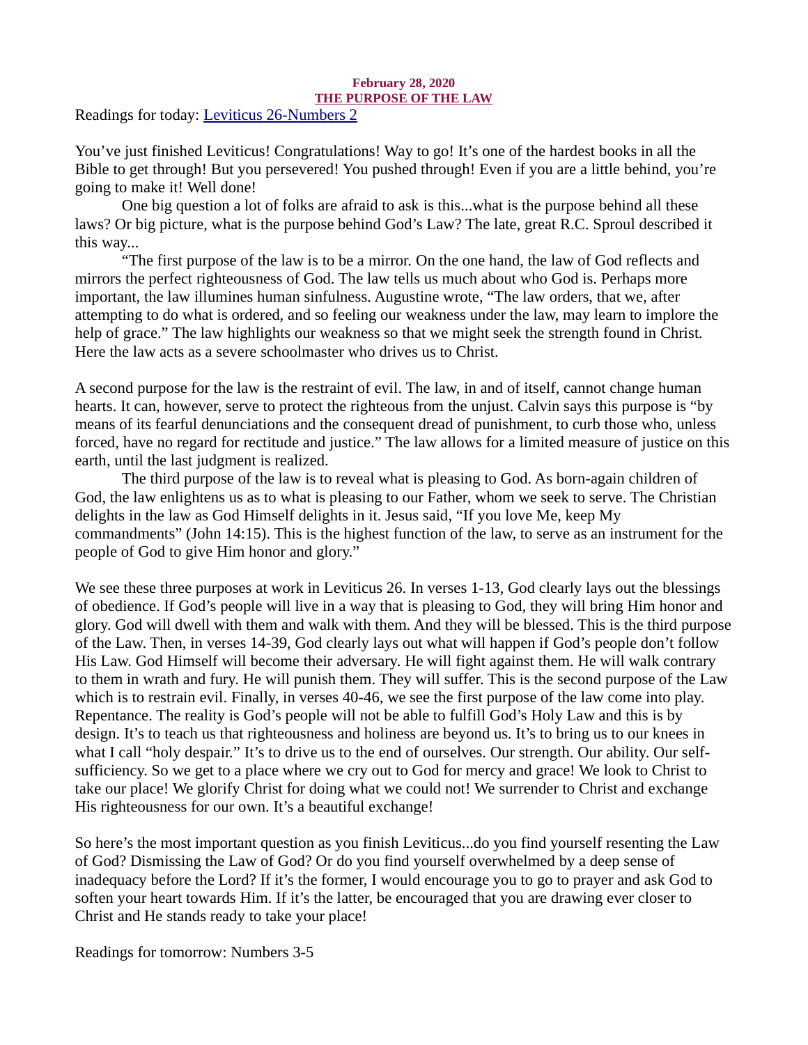**February 28, 2020**
**THE PURPOSE OF THE LAW**

Readings for today: [Leviticus 26-Numbers 2]

You've just finished Leviticus! Congratulations! Way to go! It's one of the hardest books in all the Bible to get through! But you persevered! You pushed through! Even if you are a little behind, you're going to make it! Well done!

One big question a lot of folks are afraid to ask is this...what is the purpose behind all these laws? Or big picture, what is the purpose behind God's Law? The late, great R.C. Sproul described it this way...

"The first purpose of the law is to be a mirror. On the one hand, the law of God reflects and mirrors the perfect righteousness of God. The law tells us much about who God is. Perhaps more important, the law illumines human sinfulness. Augustine wrote, "The law orders, that we, after attempting to do what is ordered, and so feeling our weakness under the law, may learn to implore the help of grace." The law highlights our weakness so that we might seek the strength found in Christ. Here the law acts as a severe schoolmaster who drives us to Christ.

A second purpose for the law is the restraint of evil. The law, in and of itself, cannot change human hearts. It can, however, serve to protect the righteous from the unjust. Calvin says this purpose is "by means of its fearful denunciations and the consequent dread of punishment, to curb those who, unless forced, have no regard for rectitude and justice." The law allows for a limited measure of justice on this earth, until the last judgment is realized.

The third purpose of the law is to reveal what is pleasing to God. As born-again children of God, the law enlightens us as to what is pleasing to our Father, whom we seek to serve. The Christian delights in the law as God Himself delights in it. Jesus said, "If you love Me, keep My commandments" (John 14:15). This is the highest function of the law, to serve as an instrument for the people of God to give Him honor and glory."

We see these three purposes at work in Leviticus 26. In verses 1-13, God clearly lays out the blessings of obedience. If God's people will live in a way that is pleasing to God, they will bring Him honor and glory. God will dwell with them and walk with them. And they will be blessed. This is the third purpose of the Law. Then, in verses 14-39, God clearly lays out what will happen if God's people don't follow His Law. God Himself will become their adversary. He will fight against them. He will walk contrary to them in wrath and fury. He will punish them. They will suffer. This is the second purpose of the Law which is to restrain evil. Finally, in verses 40-46, we see the first purpose of the law come into play. Repentance. The reality is God's people will not be able to fulfill God's Holy Law and this is by design. It's to teach us that righteousness and holiness are beyond us. It's to bring us to our knees in what I call "holy despair." It's to drive us to the end of ourselves. Our strength. Our ability. Our self-sufficiency. So we get to a place where we cry out to God for mercy and grace! We look to Christ to take our place! We glorify Christ for doing what we could not! We surrender to Christ and exchange His righteousness for our own. It's a beautiful exchange!

So here's the most important question as you finish Leviticus...do you find yourself resenting the Law of God? Dismissing the Law of God? Or do you find yourself overwhelmed by a deep sense of inadequacy before the Lord? If it's the former, I would encourage you to go to prayer and ask God to soften your heart towards Him. If it's the latter, be encouraged that you are drawing ever closer to Christ and He stands ready to take your place!

Readings for tomorrow: Numbers 3-5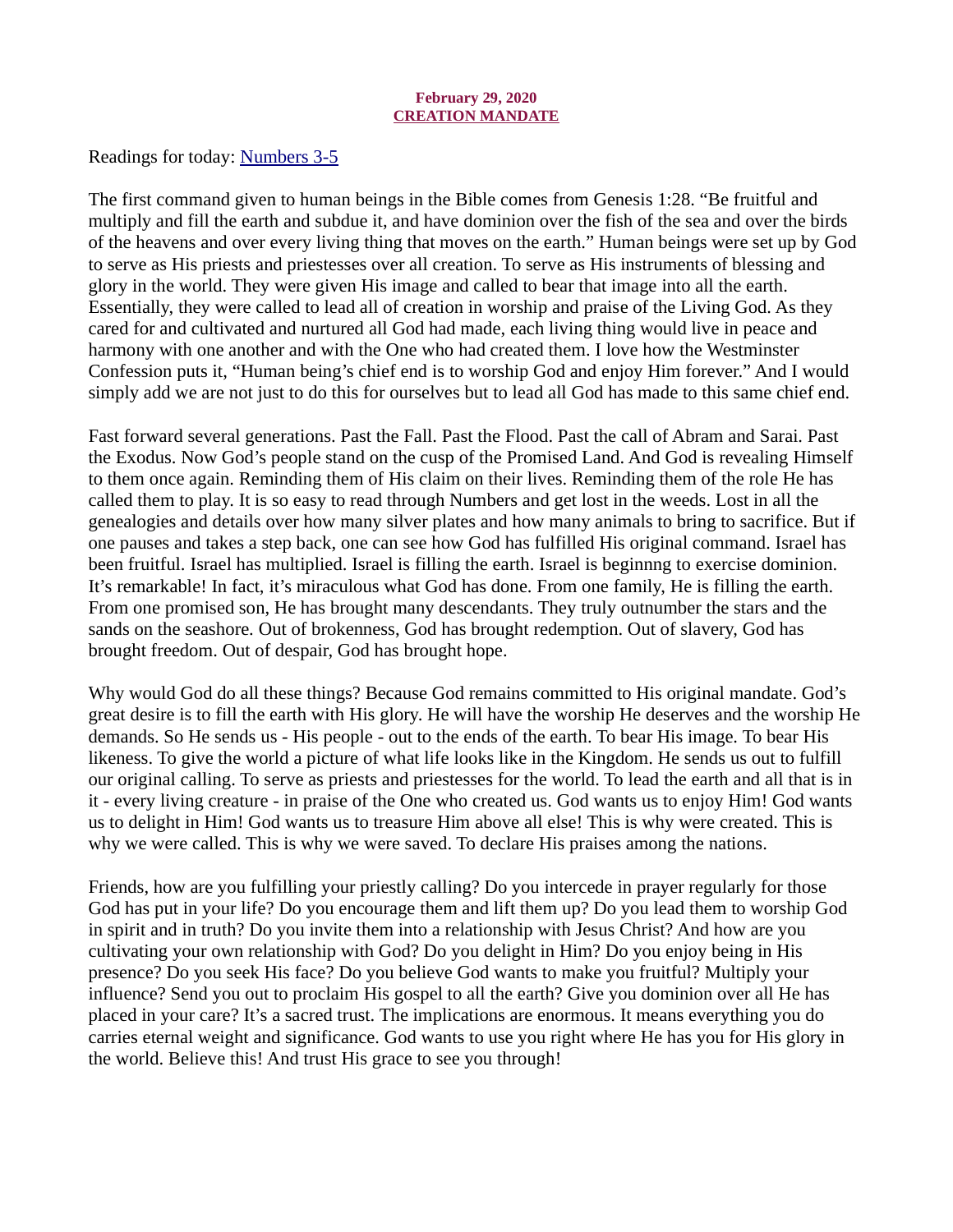**February 29, 2020**
**[CREATION MANDATE]**

Readings for today: [Numbers 3-5]

The first command given to human beings in the Bible comes from Genesis 1:28. “Be fruitful and multiply and fill the earth and subdue it, and have dominion over the fish of the sea and over the birds of the heavens and over every living thing that moves on the earth.” Human beings were set up by God to serve as His priests and priestesses over all creation. To serve as His instruments of blessing and glory in the world. They were given His image and called to bear that image into all the earth. Essentially, they were called to lead all of creation in worship and praise of the Living God. As they cared for and cultivated and nurtured all God had made, each living thing would live in peace and harmony with one another and with the One who had created them. I love how the Westminster Confession puts it, “Human being’s chief end is to worship God and enjoy Him forever.” And I would simply add we are not just to do this for ourselves but to lead all God has made to this same chief end.

Fast forward several generations. Past the Fall. Past the Flood. Past the call of Abram and Sarai. Past the Exodus. Now God’s people stand on the cusp of the Promised Land. And God is revealing Himself to them once again. Reminding them of His claim on their lives. Reminding them of the role He has called them to play. It is so easy to read through Numbers and get lost in the weeds. Lost in all the genealogies and details over how many silver plates and how many animals to bring to sacrifice. But if one pauses and takes a step back, one can see how God has fulfilled His original command. Israel has been fruitful. Israel has multiplied. Israel is filling the earth. Israel is beginnng to exercise dominion. It’s remarkable! In fact, it’s miraculous what God has done. From one family, He is filling the earth. From one promised son, He has brought many descendants. They truly outnumber the stars and the sands on the seashore. Out of brokenness, God has brought redemption. Out of slavery, God has brought freedom. Out of despair, God has brought hope.

Why would God do all these things? Because God remains committed to His original mandate. God’s great desire is to fill the earth with His glory. He will have the worship He deserves and the worship He demands. So He sends us - His people - out to the ends of the earth. To bear His image. To bear His likeness. To give the world a picture of what life looks like in the Kingdom. He sends us out to fulfill our original calling. To serve as priests and priestesses for the world. To lead the earth and all that is in it - every living creature - in praise of the One who created us. God wants us to enjoy Him! God wants us to delight in Him! God wants us to treasure Him above all else! This is why were created. This is why we were called. This is why we were saved. To declare His praises among the nations.

Friends, how are you fulfilling your priestly calling? Do you intercede in prayer regularly for those God has put in your life? Do you encourage them and lift them up? Do you lead them to worship God in spirit and in truth? Do you invite them into a relationship with Jesus Christ? And how are you cultivating your own relationship with God? Do you delight in Him? Do you enjoy being in His presence? Do you seek His face? Do you believe God wants to make you fruitful? Multiply your influence? Send you out to proclaim His gospel to all the earth? Give you dominion over all He has placed in your care? It’s a sacred trust. The implications are enormous. It means everything you do carries eternal weight and significance. God wants to use you right where He has you for His glory in the world. Believe this! And trust His grace to see you through!